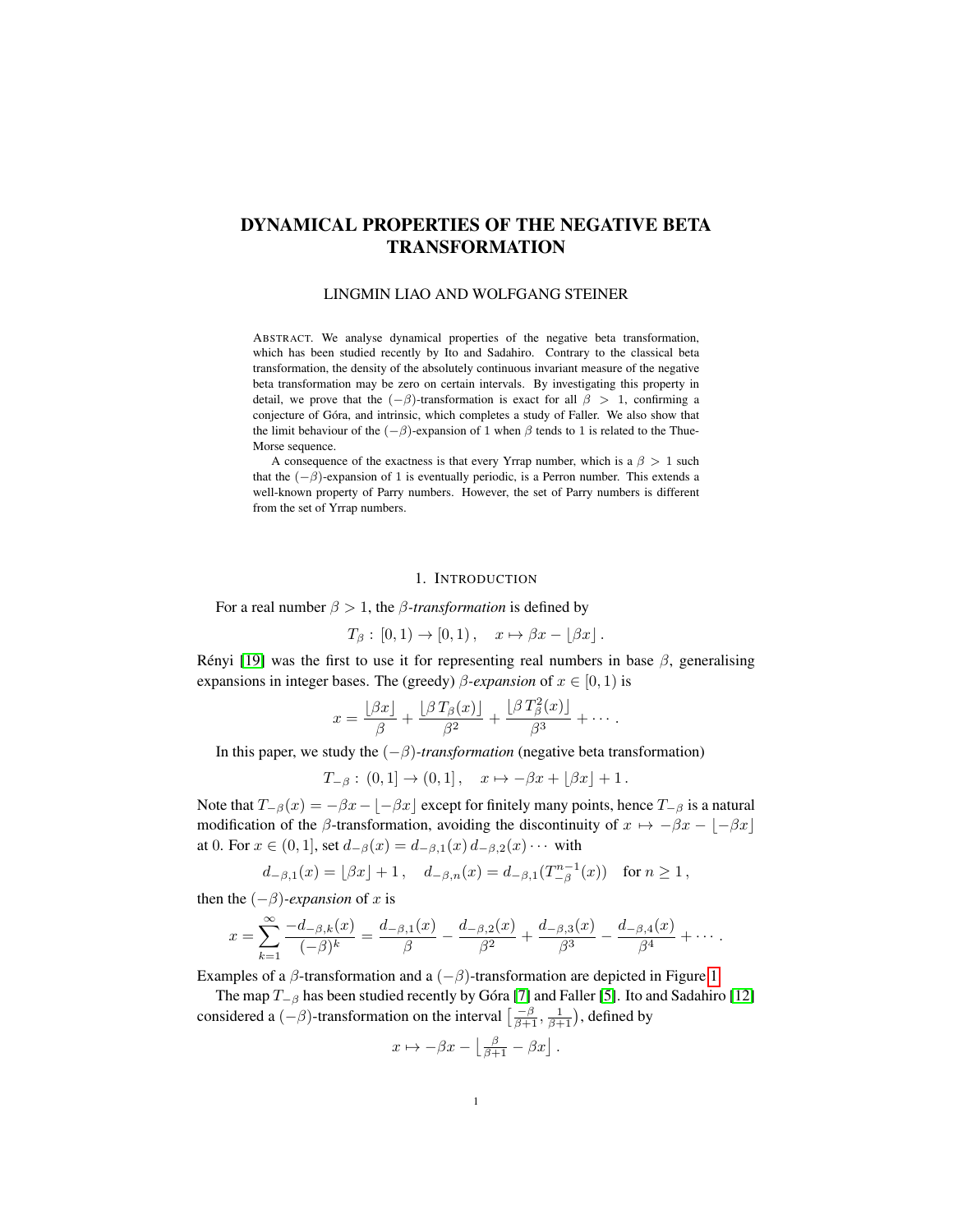# DYNAMICAL PROPERTIES OF THE NEGATIVE BETA TRANSFORMATION

LINGMIN LIAO AND WOLFGANG STEINER

ABSTRACT. We analyse dynamical properties of the negative beta transformation, which has been studied recently by Ito and Sadahiro. Contrary to the classical beta transformation, the density of the absolutely continuous invariant measure of the negative beta transformation may be zero on certain intervals. By investigating this property in detail, we prove that the $(-\beta)$-transformation is exact for all $\beta > 1$, confirming a conjecture of Góra, and intrinsic, which completes a study of Faller. We also show that the limit behaviour of the $(-\beta)$-expansion of 1 when $\beta$ tends to 1 is related to the Thue-Morse sequence.

A consequence of the exactness is that every Yrrap number, which is a $\beta > 1$ such that the $(-\beta)$-expansion of 1 is eventually periodic, is a Perron number. This extends a well-known property of Parry numbers. However, the set of Parry numbers is different from the set of Yrrap numbers.

## 1. INTRODUCTION

For a real number $\beta > 1$, the *$\beta$-transformation* is defined by

$$T_\beta : [0,1) \to [0,1), \quad x \mapsto \beta x - \lfloor \beta x \rfloor .$$

Rényi [19] was the first to use it for representing real numbers in base $\beta$, generalising expansions in integer bases. The (greedy) *$\beta$-expansion* of $x \in [0,1)$ is

$$x = \frac{\lfloor \beta x \rfloor}{\beta} + \frac{\lfloor \beta\, T_\beta(x) \rfloor}{\beta^2} + \frac{\lfloor \beta\, T_\beta^2(x) \rfloor}{\beta^3} + \cdots .$$

In this paper, we study the *$(-\beta)$-transformation* (negative beta transformation)

$$T_{-\beta} : (0,1] \to (0,1], \quad x \mapsto -\beta x + \lfloor \beta x \rfloor + 1 .$$

Note that $T_{-\beta}(x) = -\beta x - \lfloor -\beta x \rfloor$ except for finitely many points, hence $T_{-\beta}$ is a natural modification of the $\beta$-transformation, avoiding the discontinuity of $x \mapsto -\beta x - \lfloor -\beta x \rfloor$ at 0. For $x \in (0,1]$, set $d_{-\beta}(x) = d_{-\beta,1}(x)\, d_{-\beta,2}(x) \cdots$ with

$$d_{-\beta,1}(x) = \lfloor \beta x \rfloor + 1 , \quad d_{-\beta,n}(x) = d_{-\beta,1}(T_{-\beta}^{n-1}(x)) \quad \text{for } n \geq 1 ,$$

then the *$(-\beta)$-expansion* of $x$ is

$$x = \sum_{k=1}^{\infty} \frac{-d_{-\beta,k}(x)}{(-\beta)^k} = \frac{d_{-\beta,1}(x)}{\beta} - \frac{d_{-\beta,2}(x)}{\beta^2} + \frac{d_{-\beta,3}(x)}{\beta^3} - \frac{d_{-\beta,4}(x)}{\beta^4} + \cdots .$$

Examples of a $\beta$-transformation and a $(-\beta)$-transformation are depicted in Figure 1.

The map $T_{-\beta}$ has been studied recently by Góra [7] and Faller [5]. Ito and Sadahiro [12] considered a $(-\beta)$-transformation on the interval $\left[\frac{-\beta}{\beta+1}, \frac{1}{\beta+1}\right)$, defined by

$$x \mapsto -\beta x - \left\lfloor \tfrac{\beta}{\beta+1} - \beta x \right\rfloor .$$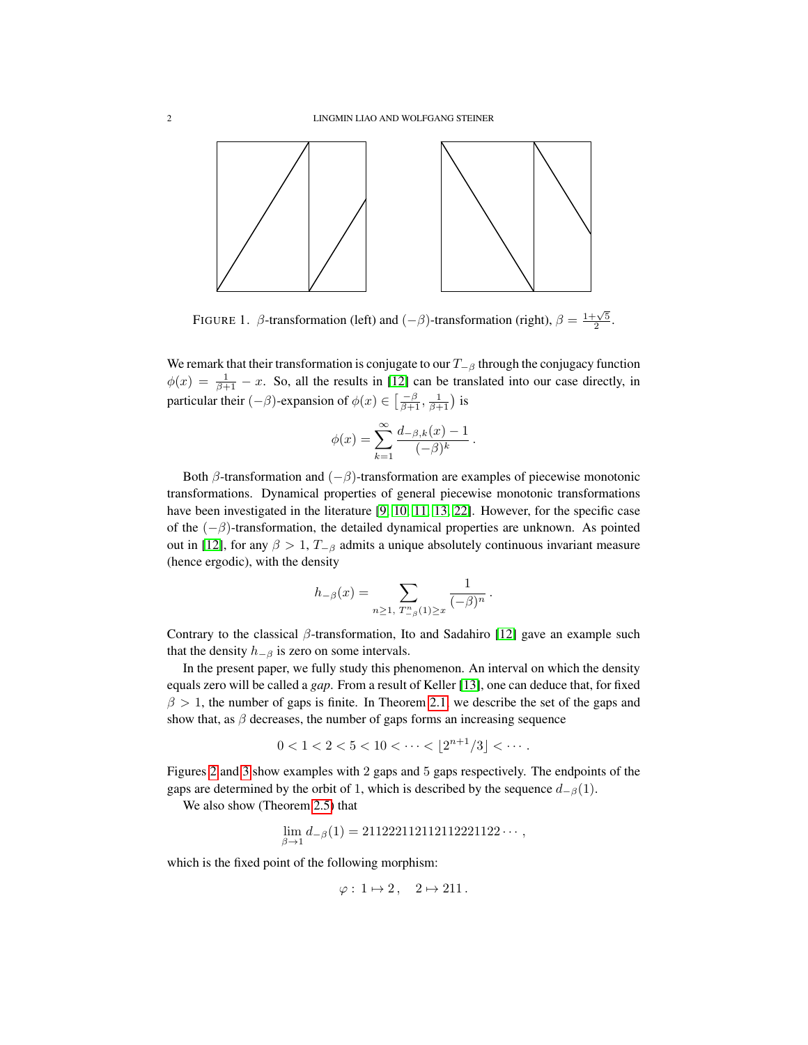FIGURE 1. $\beta$-transformation (left) and $(-\beta)$-transformation (right), $\beta = \frac{1+\sqrt{5}}{2}$.

We remark that their transformation is conjugate to our $T_{-\beta}$ through the conjugacy function $\phi(x) = \frac{1}{\beta+1} - x$. So, all the results in [12] can be translated into our case directly, in particular their $(-\beta)$-expansion of $\phi(x) \in \left[\frac{-\beta}{\beta+1}, \frac{1}{\beta+1}\right)$ is

$$\phi(x) = \sum_{k=1}^{\infty} \frac{d_{-\beta,k}(x) - 1}{(-\beta)^k}.$$

Both $\beta$-transformation and $(-\beta)$-transformation are examples of piecewise monotonic transformations. Dynamical properties of general piecewise monotonic transformations have been investigated in the literature [9, 10, 11, 13, 22]. However, for the specific case of the $(-\beta)$-transformation, the detailed dynamical properties are unknown. As pointed out in [12], for any $\beta > 1$, $T_{-\beta}$ admits a unique absolutely continuous invariant measure (hence ergodic), with the density

$$h_{-\beta}(x) = \sum_{n \geq 1,\ T_{-\beta}^n(1) \geq x} \frac{1}{(-\beta)^n}.$$

Contrary to the classical $\beta$-transformation, Ito and Sadahiro [12] gave an example such that the density $h_{-\beta}$ is zero on some intervals.

In the present paper, we fully study this phenomenon. An interval on which the density equals zero will be called a *gap*. From a result of Keller [13], one can deduce that, for fixed $\beta > 1$, the number of gaps is finite. In Theorem 2.1, we describe the set of the gaps and show that, as $\beta$ decreases, the number of gaps forms an increasing sequence

$$0 < 1 < 2 < 5 < 10 < \cdots < \lfloor 2^{n+1}/3 \rfloor < \cdots.$$

Figures 2 and 3 show examples with 2 gaps and 5 gaps respectively. The endpoints of the gaps are determined by the orbit of 1, which is described by the sequence $d_{-\beta}(1)$.

We also show (Theorem 2.5) that

$$\lim_{\beta \to 1} d_{-\beta}(1) = 211222112112112221122\cdots,$$

which is the fixed point of the following morphism:

$$\varphi:\ 1 \mapsto 2, \quad 2 \mapsto 211.$$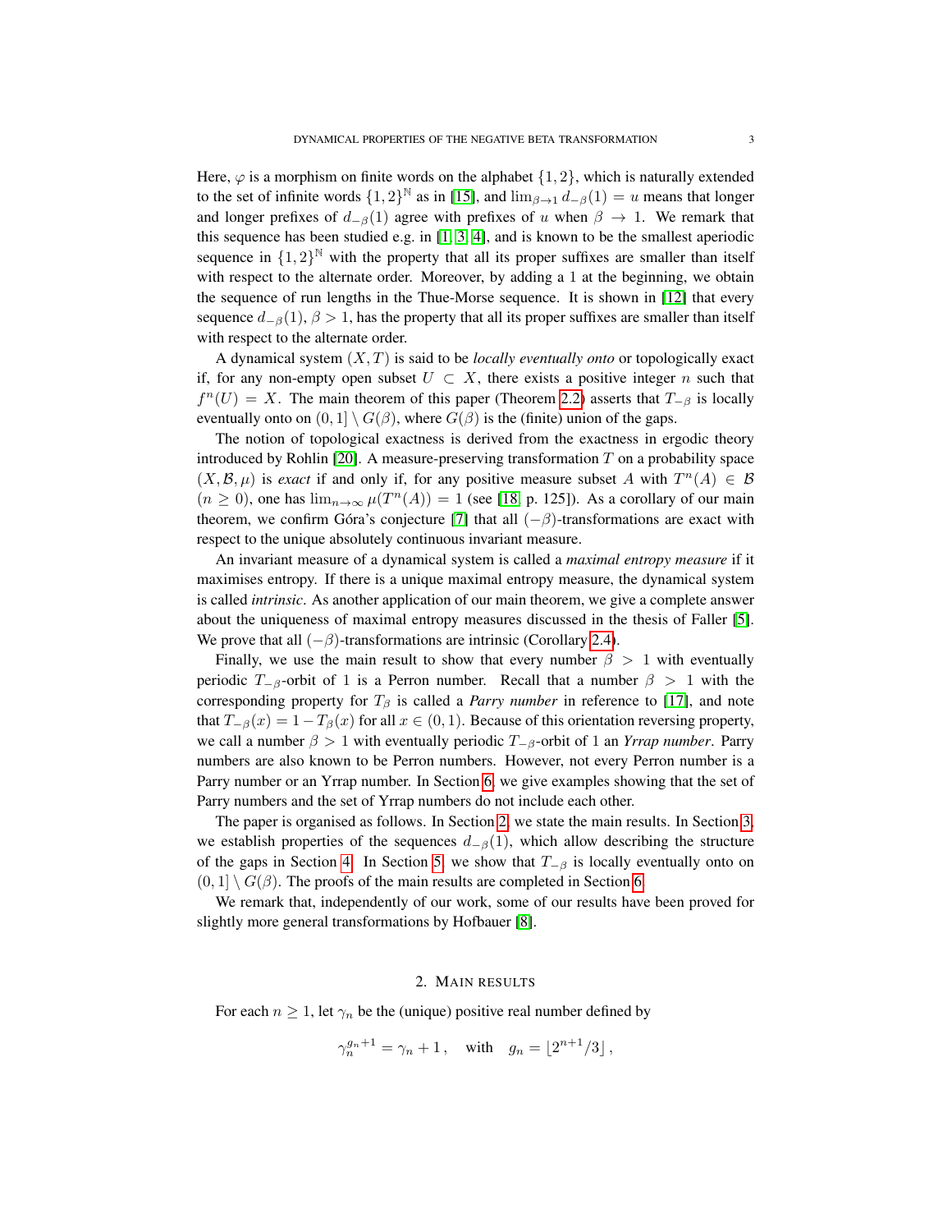Here, $\varphi$ is a morphism on finite words on the alphabet $\{1, 2\}$, which is naturally extended to the set of infinite words $\{1, 2\}^{\mathbb{N}}$ as in [15], and $\lim_{\beta\to 1} d_{-\beta}(1) = u$ means that longer and longer prefixes of $d_{-\beta}(1)$ agree with prefixes of $u$ when $\beta \to 1$. We remark that this sequence has been studied e.g. in [1, 3, 4], and is known to be the smallest aperiodic sequence in $\{1, 2\}^{\mathbb{N}}$ with the property that all its proper suffixes are smaller than itself with respect to the alternate order. Moreover, by adding a 1 at the beginning, we obtain the sequence of run lengths in the Thue-Morse sequence. It is shown in [12] that every sequence $d_{-\beta}(1)$, $\beta > 1$, has the property that all its proper suffixes are smaller than itself with respect to the alternate order.

A dynamical system $(X, T)$ is said to be *locally eventually onto* or topologically exact if, for any non-empty open subset $U \subset X$, there exists a positive integer $n$ such that $f^n(U) = X$. The main theorem of this paper (Theorem 2.2) asserts that $T_{-\beta}$ is locally eventually onto on $(0, 1] \setminus G(\beta)$, where $G(\beta)$ is the (finite) union of the gaps.

The notion of topological exactness is derived from the exactness in ergodic theory introduced by Rohlin [20]. A measure-preserving transformation $T$ on a probability space $(X, \mathcal{B}, \mu)$ is *exact* if and only if, for any positive measure subset $A$ with $T^n(A) \in \mathcal{B}$ $(n \geq 0)$, one has $\lim_{n\to\infty} \mu(T^n(A)) = 1$ (see [18, p. 125]). As a corollary of our main theorem, we confirm Góra's conjecture [7] that all $(-\beta)$-transformations are exact with respect to the unique absolutely continuous invariant measure.

An invariant measure of a dynamical system is called a *maximal entropy measure* if it maximises entropy. If there is a unique maximal entropy measure, the dynamical system is called *intrinsic*. As another application of our main theorem, we give a complete answer about the uniqueness of maximal entropy measures discussed in the thesis of Faller [5]. We prove that all $(-\beta)$-transformations are intrinsic (Corollary 2.4).

Finally, we use the main result to show that every number $\beta > 1$ with eventually periodic $T_{-\beta}$-orbit of 1 is a Perron number. Recall that a number $\beta > 1$ with the corresponding property for $T_\beta$ is called a *Parry number* in reference to [17], and note that $T_{-\beta}(x) = 1 - T_\beta(x)$ for all $x \in (0, 1)$. Because of this orientation reversing property, we call a number $\beta > 1$ with eventually periodic $T_{-\beta}$-orbit of 1 an *Yrrap number*. Parry numbers are also known to be Perron numbers. However, not every Perron number is a Parry number or an Yrrap number. In Section 6, we give examples showing that the set of Parry numbers and the set of Yrrap numbers do not include each other.

The paper is organised as follows. In Section 2, we state the main results. In Section 3, we establish properties of the sequences $d_{-\beta}(1)$, which allow describing the structure of the gaps in Section 4. In Section 5, we show that $T_{-\beta}$ is locally eventually onto on $(0, 1] \setminus G(\beta)$. The proofs of the main results are completed in Section 6.

We remark that, independently of our work, some of our results have been proved for slightly more general transformations by Hofbauer [8].

## 2. Main results

For each $n \geq 1$, let $\gamma_n$ be the (unique) positive real number defined by

$$\gamma_n^{g_n+1} = \gamma_n + 1\,, \quad \text{with} \quad g_n = \lfloor 2^{n+1}/3 \rfloor\,,$$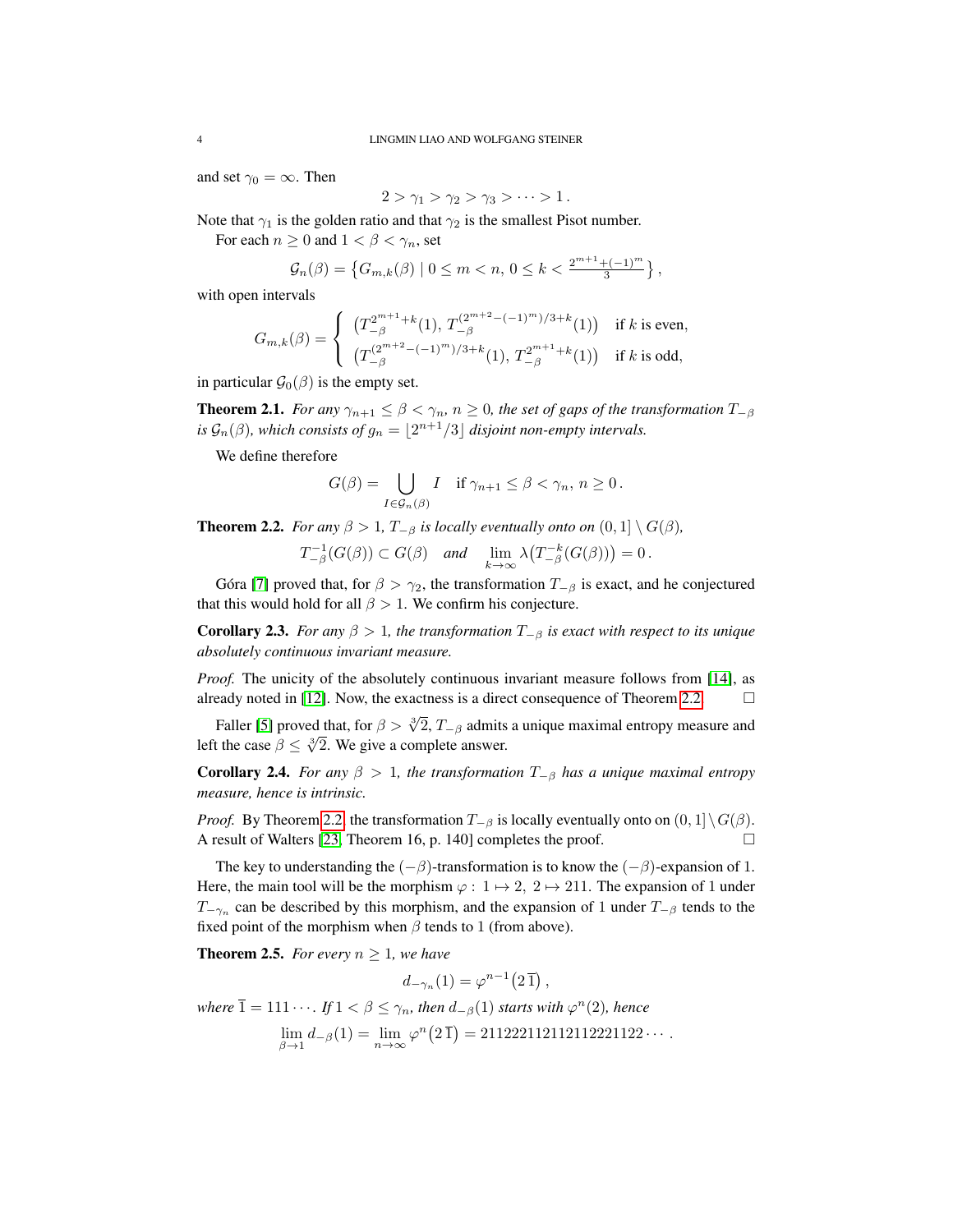and set $\gamma_0 = \infty$. Then

$$2 > \gamma_1 > \gamma_2 > \gamma_3 > \cdots > 1\,.$$

Note that $\gamma_1$ is the golden ratio and that $\gamma_2$ is the smallest Pisot number.

For each $n \geq 0$ and $1 < \beta < \gamma_n$, set

$$\mathcal{G}_n(\beta) = \left\{ G_{m,k}(\beta) \mid 0 \leq m < n,\, 0 \leq k < \tfrac{2^{m+1}+(-1)^m}{3} \right\},$$

with open intervals

$$G_{m,k}(\beta) = \begin{cases} \left(T_{-\beta}^{2^{m+1}+k}(1),\, T_{-\beta}^{(2^{m+2}-(-1)^m)/3+k}(1)\right) & \text{if } k \text{ is even,} \\ \left(T_{-\beta}^{(2^{m+2}-(-1)^m)/3+k}(1),\, T_{-\beta}^{2^{m+1}+k}(1)\right) & \text{if } k \text{ is odd,} \end{cases}$$

in particular $\mathcal{G}_0(\beta)$ is the empty set.

**Theorem 2.1.** *For any $\gamma_{n+1} \leq \beta < \gamma_n$, $n \geq 0$, the set of gaps of the transformation $T_{-\beta}$ is $\mathcal{G}_n(\beta)$, which consists of $g_n = \lfloor 2^{n+1}/3 \rfloor$ disjoint non-empty intervals.*

We define therefore

$$G(\beta) = \bigcup_{I \in \mathcal{G}_n(\beta)} I \quad \text{if } \gamma_{n+1} \leq \beta < \gamma_n,\, n \geq 0\,.$$

**Theorem 2.2.** *For any $\beta > 1$, $T_{-\beta}$ is locally eventually onto on $(0,1] \setminus G(\beta)$,*

$$T_{-\beta}^{-1}(G(\beta)) \subset G(\beta) \quad \textit{and} \quad \lim_{k\to\infty} \lambda\big(T_{-\beta}^{-k}(G(\beta))\big) = 0\,.$$

Góra [7] proved that, for $\beta > \gamma_2$, the transformation $T_{-\beta}$ is exact, and he conjectured that this would hold for all $\beta > 1$. We confirm his conjecture.

**Corollary 2.3.** *For any $\beta > 1$, the transformation $T_{-\beta}$ is exact with respect to its unique absolutely continuous invariant measure.*

*Proof.* The unicity of the absolutely continuous invariant measure follows from [14], as already noted in [12]. Now, the exactness is a direct consequence of Theorem 2.2. $\square$

Faller [5] proved that, for $\beta > \sqrt[3]{2}$, $T_{-\beta}$ admits a unique maximal entropy measure and left the case $\beta \leq \sqrt[3]{2}$. We give a complete answer.

**Corollary 2.4.** *For any $\beta > 1$, the transformation $T_{-\beta}$ has a unique maximal entropy measure, hence is intrinsic.*

*Proof.* By Theorem 2.2, the transformation $T_{-\beta}$ is locally eventually onto on $(0,1] \setminus G(\beta)$. A result of Walters [23, Theorem 16, p. 140] completes the proof. $\square$

The key to understanding the $(-\beta)$-transformation is to know the $(-\beta)$-expansion of 1. Here, the main tool will be the morphism $\varphi:\ 1 \mapsto 2,\ 2 \mapsto 211$. The expansion of 1 under $T_{-\gamma_n}$ can be described by this morphism, and the expansion of 1 under $T_{-\beta}$ tends to the fixed point of the morphism when $\beta$ tends to 1 (from above).

**Theorem 2.5.** *For every $n \geq 1$, we have*

$$d_{-\gamma_n}(1) = \varphi^{n-1}\big(2\,\overline{1}\big)\,,$$

*where $\overline{1} = 111\cdots$. If $1 < \beta \leq \gamma_n$, then $d_{-\beta}(1)$ starts with $\varphi^n(2)$, hence*

$$\lim_{\beta\to1} d_{-\beta}(1) = \lim_{n\to\infty} \varphi^n\big(2\,\overline{1}\big) = 211222112112112221122\cdots\,.$$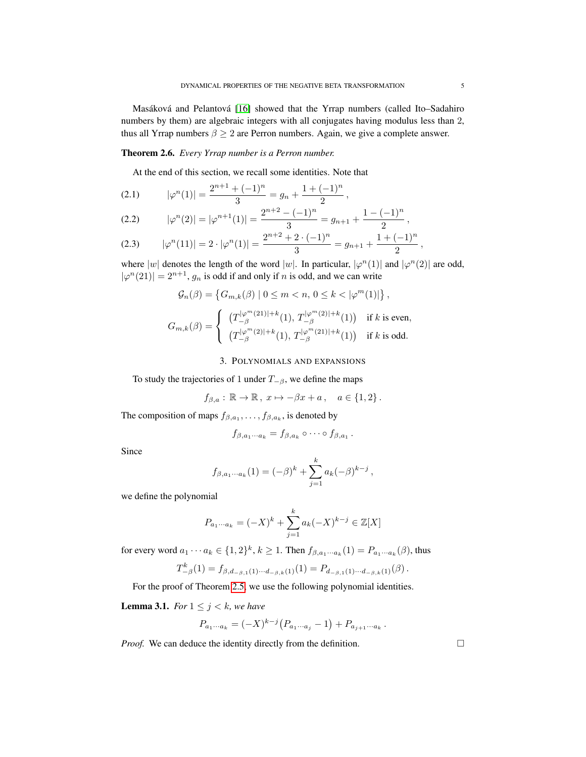Masáková and Pelantová [16] showed that the Yrrap numbers (called Ito–Sadahiro numbers by them) are algebraic integers with all conjugates having modulus less than 2, thus all Yrrap numbers $\beta \geq 2$ are Perron numbers. Again, we give a complete answer.

**Theorem 2.6.** *Every Yrrap number is a Perron number.*

At the end of this section, we recall some identities. Note that

$$|\varphi^n(1)| = \frac{2^{n+1} + (-1)^n}{3} = g_n + \frac{1 + (-1)^n}{2}, \tag{2.1}$$

$$|\varphi^n(2)| = |\varphi^{n+1}(1)| = \frac{2^{n+2} - (-1)^n}{3} = g_{n+1} + \frac{1 - (-1)^n}{2}, \tag{2.2}$$

$$|\varphi^n(11)| = 2 \cdot |\varphi^n(1)| = \frac{2^{n+2} + 2 \cdot (-1)^n}{3} = g_{n+1} + \frac{1 + (-1)^n}{2}, \tag{2.3}$$

where $|w|$ denotes the length of the word $|w|$. In particular, $|\varphi^n(1)|$ and $|\varphi^n(2)|$ are odd, $|\varphi^n(21)| = 2^{n+1}$, $g_n$ is odd if and only if $n$ is odd, and we can write

$$\mathcal{G}_n(\beta) = \left\{ G_{m,k}(\beta) \mid 0 \leq m < n,\, 0 \leq k < |\varphi^m(1)| \right\},$$

$$G_{m,k}(\beta) = \begin{cases} \left(T_{-\beta}^{|\varphi^m(21)|+k}(1),\, T_{-\beta}^{|\varphi^m(2)|+k}(1)\right) & \text{if } k \text{ is even,} \\ \left(T_{-\beta}^{|\varphi^m(2)|+k}(1),\, T_{-\beta}^{|\varphi^m(21)|+k}(1)\right) & \text{if } k \text{ is odd.} \end{cases}$$

## 3. Polynomials and expansions

To study the trajectories of 1 under $T_{-\beta}$, we define the maps

$$f_{\beta,a} : \mathbb{R} \to \mathbb{R},\ x \mapsto -\beta x + a, \quad a \in \{1, 2\}.$$

The composition of maps $f_{\beta,a_1}, \ldots, f_{\beta,a_k}$, is denoted by

$$f_{\beta,a_1\cdots a_k} = f_{\beta,a_k} \circ \cdots \circ f_{\beta,a_1}.$$

Since

$$f_{\beta,a_1\cdots a_k}(1) = (-\beta)^k + \sum_{j=1}^{k} a_k(-\beta)^{k-j},$$

we define the polynomial

$$P_{a_1\cdots a_k} = (-X)^k + \sum_{j=1}^{k} a_k(-X)^{k-j} \in \mathbb{Z}[X]$$

for every word $a_1 \cdots a_k \in \{1, 2\}^k$, $k \geq 1$. Then $f_{\beta,a_1\cdots a_k}(1) = P_{a_1\cdots a_k}(\beta)$, thus

$$T_{-\beta}^k(1) = f_{\beta,d_{-\beta,1}(1)\cdots d_{-\beta,k}(1)}(1) = P_{d_{-\beta,1}(1)\cdots d_{-\beta,k}(1)}(\beta).$$

For the proof of Theorem 2.5, we use the following polynomial identities.

**Lemma 3.1.** *For $1 \leq j < k$, we have*

$$P_{a_1\cdots a_k} = (-X)^{k-j}\big(P_{a_1\cdots a_j} - 1\big) + P_{a_{j+1}\cdots a_k}.$$

*Proof.* We can deduce the identity directly from the definition. □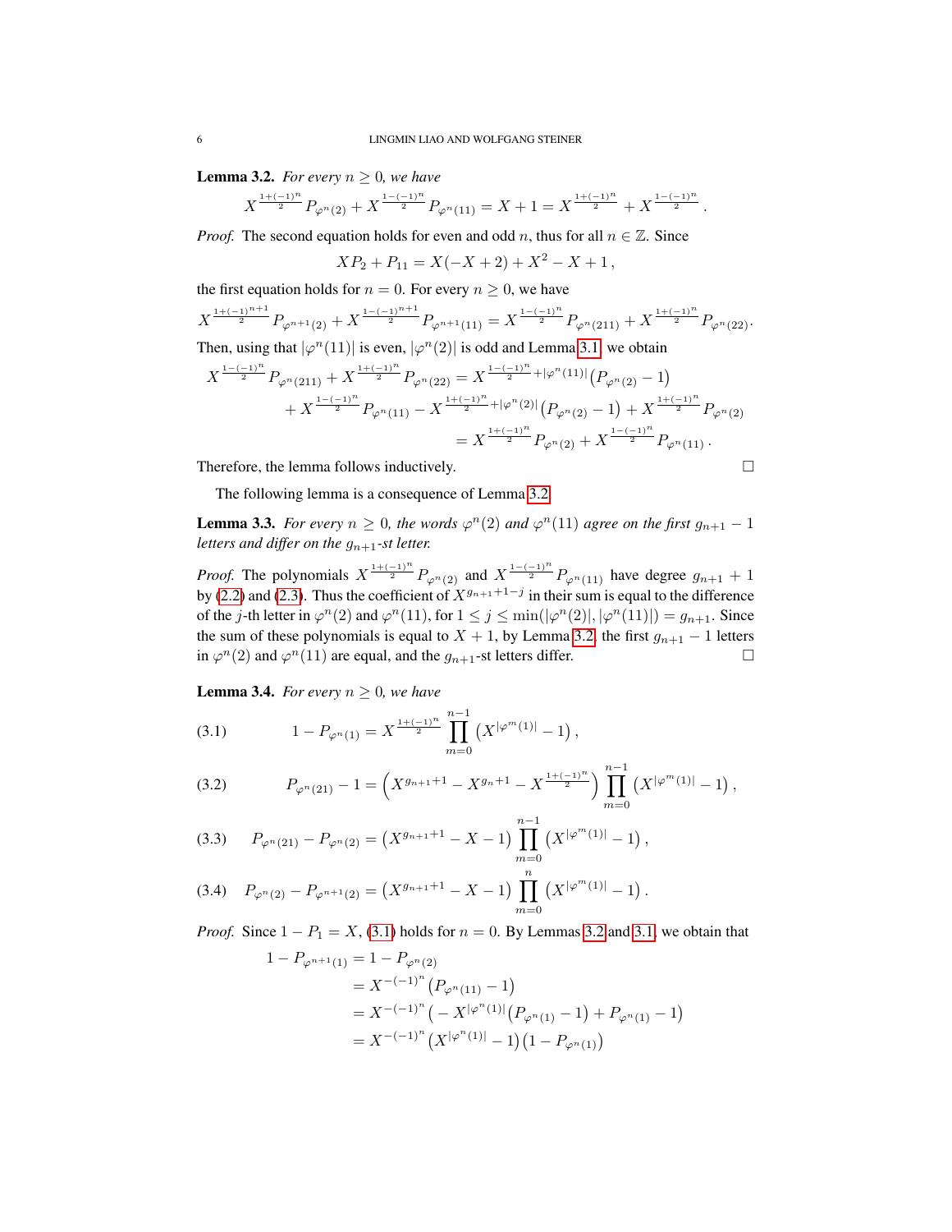**Lemma 3.2.** *For every $n \ge 0$, we have*

$$X^{\frac{1+(-1)^n}{2}} P_{\varphi^n(2)} + X^{\frac{1-(-1)^n}{2}} P_{\varphi^n(11)} = X + 1 = X^{\frac{1+(-1)^n}{2}} + X^{\frac{1-(-1)^n}{2}}.$$

*Proof.* The second equation holds for even and odd $n$, thus for all $n \in \mathbb{Z}$. Since

$$X P_2 + P_{11} = X(-X+2) + X^2 - X + 1,$$

the first equation holds for $n = 0$. For every $n \ge 0$, we have

$$X^{\frac{1+(-1)^{n+1}}{2}} P_{\varphi^{n+1}(2)} + X^{\frac{1-(-1)^{n+1}}{2}} P_{\varphi^{n+1}(11)} = X^{\frac{1-(-1)^n}{2}} P_{\varphi^n(211)} + X^{\frac{1+(-1)^n}{2}} P_{\varphi^n(22)}.$$

Then, using that $|\varphi^n(11)|$ is even, $|\varphi^n(2)|$ is odd and Lemma 3.1, we obtain

$$\begin{aligned}
X^{\frac{1-(-1)^n}{2}} P_{\varphi^n(211)} + X^{\frac{1+(-1)^n}{2}} P_{\varphi^n(22)} &= X^{\frac{1-(-1)^n}{2}+|\varphi^n(11)|}\big(P_{\varphi^n(2)} - 1\big) \\
&\quad + X^{\frac{1-(-1)^n}{2}} P_{\varphi^n(11)} - X^{\frac{1+(-1)^n}{2}+|\varphi^n(2)|}\big(P_{\varphi^n(2)} - 1\big) + X^{\frac{1+(-1)^n}{2}} P_{\varphi^n(2)} \\
&= X^{\frac{1+(-1)^n}{2}} P_{\varphi^n(2)} + X^{\frac{1-(-1)^n}{2}} P_{\varphi^n(11)}.
\end{aligned}$$

Therefore, the lemma follows inductively. □

The following lemma is a consequence of Lemma 3.2.

**Lemma 3.3.** *For every $n \ge 0$, the words $\varphi^n(2)$ and $\varphi^n(11)$ agree on the first $g_{n+1} - 1$ letters and differ on the $g_{n+1}$-st letter.*

*Proof.* The polynomials $X^{\frac{1+(-1)^n}{2}} P_{\varphi^n(2)}$ and $X^{\frac{1-(-1)^n}{2}} P_{\varphi^n(11)}$ have degree $g_{n+1} + 1$ by (2.2) and (2.3). Thus the coefficient of $X^{g_{n+1}+1-j}$ in their sum is equal to the difference of the $j$-th letter in $\varphi^n(2)$ and $\varphi^n(11)$, for $1 \le j \le \min(|\varphi^n(2)|, |\varphi^n(11)|) = g_{n+1}$. Since the sum of these polynomials is equal to $X + 1$, by Lemma 3.2, the first $g_{n+1} - 1$ letters in $\varphi^n(2)$ and $\varphi^n(11)$ are equal, and the $g_{n+1}$-st letters differ. □

**Lemma 3.4.** *For every $n \ge 0$, we have*

$$1 - P_{\varphi^n(1)} = X^{\frac{1+(-1)^n}{2}} \prod_{m=0}^{n-1} \big(X^{|\varphi^m(1)|} - 1\big), \tag{3.1}$$

$$P_{\varphi^n(21)} - 1 = \Big(X^{g_{n+1}+1} - X^{g_n+1} - X^{\frac{1+(-1)^n}{2}}\Big) \prod_{m=0}^{n-1} \big(X^{|\varphi^m(1)|} - 1\big), \tag{3.2}$$

$$P_{\varphi^n(21)} - P_{\varphi^n(2)} = \big(X^{g_{n+1}+1} - X - 1\big) \prod_{m=0}^{n-1} \big(X^{|\varphi^m(1)|} - 1\big), \tag{3.3}$$

$$P_{\varphi^n(2)} - P_{\varphi^{n+1}(2)} = \big(X^{g_{n+1}+1} - X - 1\big) \prod_{m=0}^{n} \big(X^{|\varphi^m(1)|} - 1\big). \tag{3.4}$$

*Proof.* Since $1 - P_1 = X$, (3.1) holds for $n = 0$. By Lemmas 3.2 and 3.1, we obtain that

$$\begin{aligned}
1 - P_{\varphi^{n+1}(1)} &= 1 - P_{\varphi^n(2)} \\
&= X^{-(-1)^n}\big(P_{\varphi^n(11)} - 1\big) \\
&= X^{-(-1)^n}\big(-X^{|\varphi^n(1)|}\big(P_{\varphi^n(1)} - 1\big) + P_{\varphi^n(1)} - 1\big) \\
&= X^{-(-1)^n}\big(X^{|\varphi^n(1)|} - 1\big)\big(1 - P_{\varphi^n(1)}\big)
\end{aligned}$$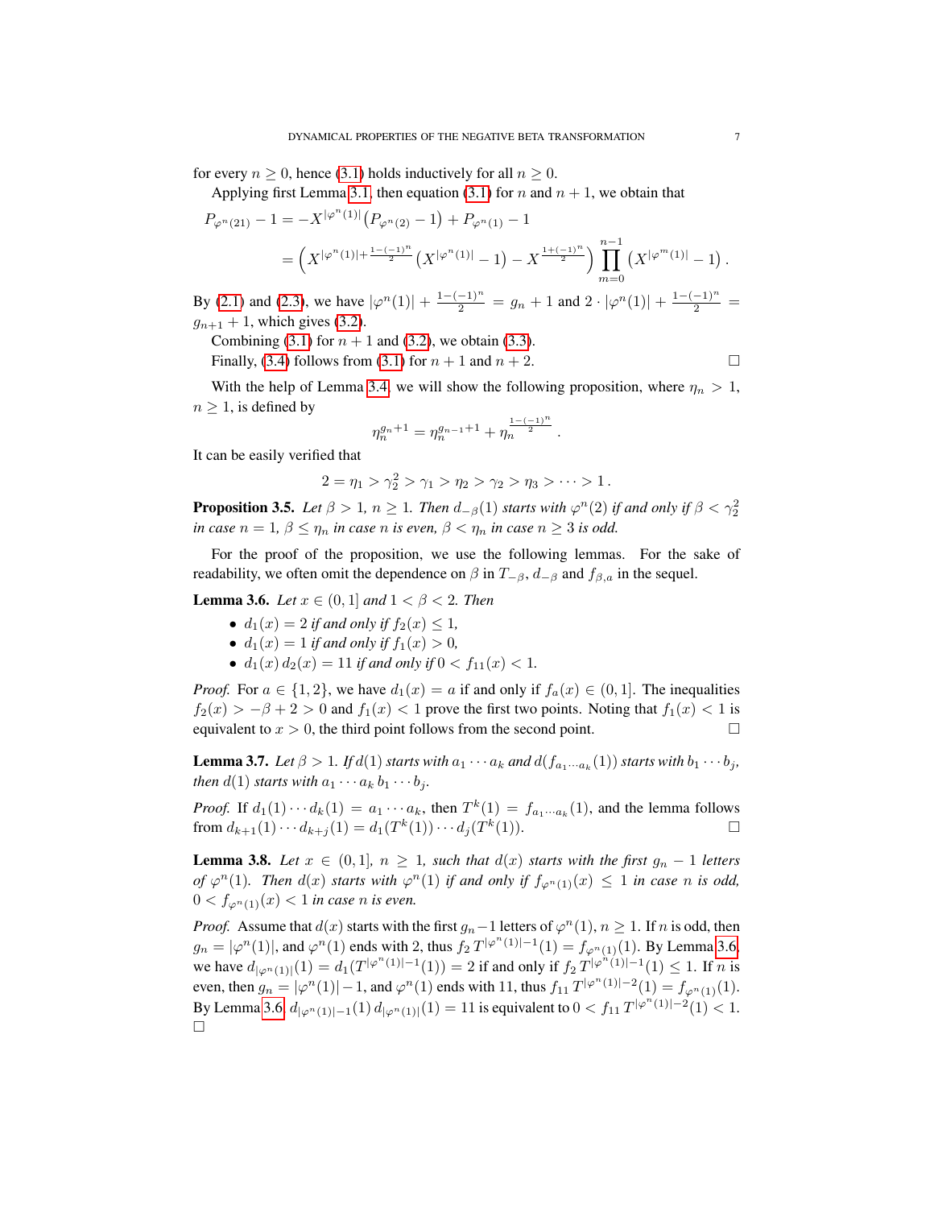for every $n \geq 0$, hence (3.1) holds inductively for all $n \geq 0$.

Applying first Lemma 3.1, then equation (3.1) for $n$ and $n+1$, we obtain that

$$P_{\varphi^n(21)} - 1 = -X^{|\varphi^n(1)|}\big(P_{\varphi^n(2)} - 1\big) + P_{\varphi^n(1)} - 1$$
$$= \Big(X^{|\varphi^n(1)| + \frac{1-(-1)^n}{2}}\big(X^{|\varphi^n(1)|} - 1\big) - X^{\frac{1+(-1)^n}{2}}\Big) \prod_{m=0}^{n-1} \big(X^{|\varphi^m(1)|} - 1\big).$$

By (2.1) and (2.3), we have $|\varphi^n(1)| + \frac{1-(-1)^n}{2} = g_n + 1$ and $2 \cdot |\varphi^n(1)| + \frac{1-(-1)^n}{2} = g_{n+1} + 1$, which gives (3.2).

Combining (3.1) for $n+1$ and (3.2), we obtain (3.3).

Finally, (3.4) follows from (3.1) for $n+1$ and $n+2$. $\square$

With the help of Lemma 3.4, we will show the following proposition, where $\eta_n > 1$, $n \geq 1$, is defined by

$$\eta_n^{g_n+1} = \eta_n^{g_{n-1}+1} + \eta_n^{\frac{1-(-1)^n}{2}}.$$

It can be easily verified that

$$2 = \eta_1 > \gamma_2^2 > \gamma_1 > \eta_2 > \gamma_2 > \eta_3 > \cdots > 1.$$

**Proposition 3.5.** *Let $\beta > 1$, $n \geq 1$. Then $d_{-\beta}(1)$ starts with $\varphi^n(2)$ if and only if $\beta < \gamma_2^2$ in case $n = 1$, $\beta \leq \eta_n$ in case $n$ is even, $\beta < \eta_n$ in case $n \geq 3$ is odd.*

For the proof of the proposition, we use the following lemmas. For the sake of readability, we often omit the dependence on $\beta$ in $T_{-\beta}$, $d_{-\beta}$ and $f_{\beta,a}$ in the sequel.

**Lemma 3.6.** *Let $x \in (0,1]$ and $1 < \beta < 2$. Then*

- *$d_1(x) = 2$ if and only if $f_2(x) \leq 1$,*
- *$d_1(x) = 1$ if and only if $f_1(x) > 0$,*
- *$d_1(x)\, d_2(x) = 11$ if and only if $0 < f_{11}(x) < 1$.*

*Proof.* For $a \in \{1,2\}$, we have $d_1(x) = a$ if and only if $f_a(x) \in (0,1]$. The inequalities $f_2(x) > -\beta + 2 > 0$ and $f_1(x) < 1$ prove the first two points. Noting that $f_1(x) < 1$ is equivalent to $x > 0$, the third point follows from the second point. $\square$

**Lemma 3.7.** *Let $\beta > 1$. If $d(1)$ starts with $a_1 \cdots a_k$ and $d(f_{a_1\cdots a_k}(1))$ starts with $b_1 \cdots b_j$, then $d(1)$ starts with $a_1 \cdots a_k\, b_1 \cdots b_j$.*

*Proof.* If $d_1(1) \cdots d_k(1) = a_1 \cdots a_k$, then $T^k(1) = f_{a_1\cdots a_k}(1)$, and the lemma follows from $d_{k+1}(1) \cdots d_{k+j}(1) = d_1(T^k(1)) \cdots d_j(T^k(1))$. $\square$

**Lemma 3.8.** *Let $x \in (0,1]$, $n \geq 1$, such that $d(x)$ starts with the first $g_n - 1$ letters of $\varphi^n(1)$. Then $d(x)$ starts with $\varphi^n(1)$ if and only if $f_{\varphi^n(1)}(x) \leq 1$ in case $n$ is odd, $0 < f_{\varphi^n(1)}(x) < 1$ in case $n$ is even.*

*Proof.* Assume that $d(x)$ starts with the first $g_n - 1$ letters of $\varphi^n(1)$, $n \geq 1$. If $n$ is odd, then $g_n = |\varphi^n(1)|$, and $\varphi^n(1)$ ends with 2, thus $f_2\, T^{|\varphi^n(1)|-1}(1) = f_{\varphi^n(1)}(1)$. By Lemma 3.6, we have $d_{|\varphi^n(1)|}(1) = d_1(T^{|\varphi^n(1)|-1}(1)) = 2$ if and only if $f_2\, T^{|\varphi^n(1)|-1}(1) \leq 1$. If $n$ is even, then $g_n = |\varphi^n(1)| - 1$, and $\varphi^n(1)$ ends with 11, thus $f_{11}\, T^{|\varphi^n(1)|-2}(1) = f_{\varphi^n(1)}(1)$. By Lemma 3.6, $d_{|\varphi^n(1)|-1}(1)\, d_{|\varphi^n(1)|}(1) = 11$ is equivalent to $0 < f_{11}\, T^{|\varphi^n(1)|-2}(1) < 1$. $\square$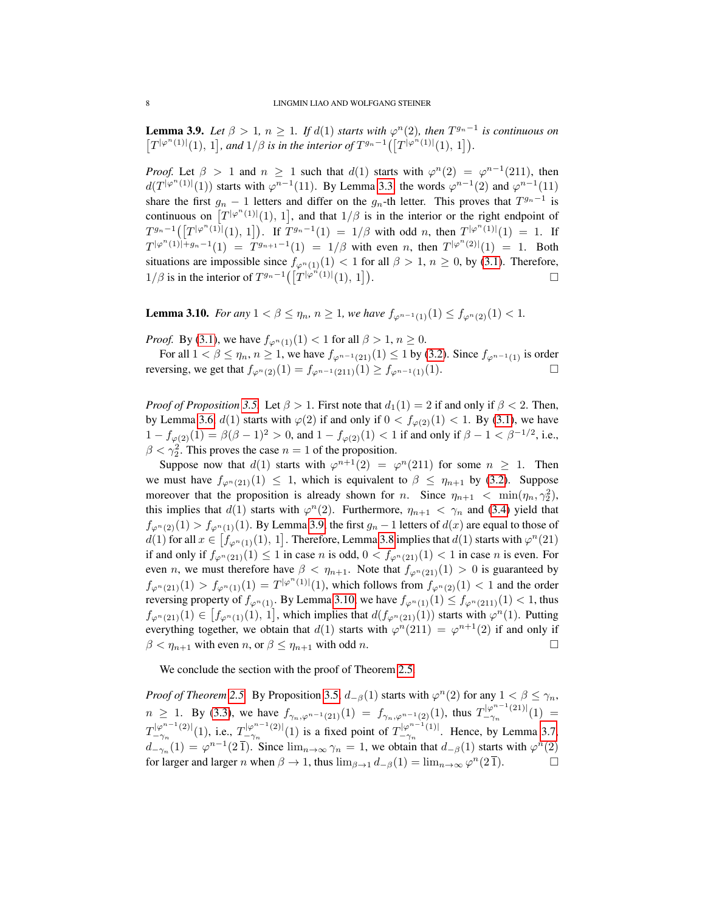**Lemma 3.9.** *Let $\beta > 1$, $n \ge 1$. If $d(1)$ starts with $\varphi^n(2)$, then $T^{g_n-1}$ is continuous on $\big[T^{|\varphi^n(1)|}(1),\, 1\big]$, and $1/\beta$ is in the interior of $T^{g_n-1}\big(\big[T^{|\varphi^n(1)|}(1),\, 1\big]\big)$.*

*Proof.* Let $\beta > 1$ and $n \ge 1$ such that $d(1)$ starts with $\varphi^n(2) = \varphi^{n-1}(211)$, then $d(T^{|\varphi^n(1)|}(1))$ starts with $\varphi^{n-1}(11)$. By Lemma 3.3, the words $\varphi^{n-1}(2)$ and $\varphi^{n-1}(11)$ share the first $g_n - 1$ letters and differ on the $g_n$-th letter. This proves that $T^{g_n-1}$ is continuous on $\big[T^{|\varphi^n(1)|}(1),\, 1\big]$, and that $1/\beta$ is in the interior or the right endpoint of $T^{g_n-1}\big(\big[T^{|\varphi^n(1)|}(1),\, 1\big]\big)$. If $T^{g_n-1}(1) = 1/\beta$ with odd $n$, then $T^{|\varphi^n(1)|}(1) = 1$. If $T^{|\varphi^n(1)|+g_n-1}(1) = T^{g_{n+1}-1}(1) = 1/\beta$ with even $n$, then $T^{|\varphi^n(2)|}(1) = 1$. Both situations are impossible since $f_{\varphi^n(1)}(1) < 1$ for all $\beta > 1$, $n \ge 0$, by (3.1). Therefore, $1/\beta$ is in the interior of $T^{g_n-1}\big(\big[T^{|\varphi^n(1)|}(1),\, 1\big]\big)$. $\square$

**Lemma 3.10.** *For any $1 < \beta \le \eta_n$, $n \ge 1$, we have $f_{\varphi^{n-1}(1)}(1) \le f_{\varphi^n(2)}(1) < 1$.*

*Proof.* By (3.1), we have $f_{\varphi^n(1)}(1) < 1$ for all $\beta > 1$, $n \ge 0$.

For all $1 < \beta \le \eta_n$, $n \ge 1$, we have $f_{\varphi^{n-1}(21)}(1) \le 1$ by (3.2). Since $f_{\varphi^{n-1}(1)}$ is order reversing, we get that $f_{\varphi^n(2)}(1) = f_{\varphi^{n-1}(211)}(1) \ge f_{\varphi^{n-1}(1)}(1)$. $\square$

*Proof of Proposition 3.5.* Let $\beta > 1$. First note that $d_1(1) = 2$ if and only if $\beta < 2$. Then, by Lemma 3.6, $d(1)$ starts with $\varphi(2)$ if and only if $0 < f_{\varphi(2)}(1) < 1$. By (3.1), we have $1 - f_{\varphi(2)}(1) = \beta(\beta-1)^2 > 0$, and $1 - f_{\varphi(2)}(1) < 1$ if and only if $\beta - 1 < \beta^{-1/2}$, i.e., $\beta < \gamma_2^2$. This proves the case $n = 1$ of the proposition.

Suppose now that $d(1)$ starts with $\varphi^{n+1}(2) = \varphi^n(211)$ for some $n \ge 1$. Then we must have $f_{\varphi^n(21)}(1) \le 1$, which is equivalent to $\beta \le \eta_{n+1}$ by (3.2). Suppose moreover that the proposition is already shown for $n$. Since $\eta_{n+1} < \min(\eta_n, \gamma_2^2)$, this implies that $d(1)$ starts with $\varphi^n(2)$. Furthermore, $\eta_{n+1} < \gamma_n$ and (3.4) yield that $f_{\varphi^n(2)}(1) > f_{\varphi^n(1)}(1)$. By Lemma 3.9, the first $g_n - 1$ letters of $d(x)$ are equal to those of $d(1)$ for all $x \in \big[f_{\varphi^n(1)}(1),\, 1\big]$. Therefore, Lemma 3.8 implies that $d(1)$ starts with $\varphi^n(21)$ if and only if $f_{\varphi^n(21)}(1) \le 1$ in case $n$ is odd, $0 < f_{\varphi^n(21)}(1) < 1$ in case $n$ is even. For even $n$, we must therefore have $\beta < \eta_{n+1}$. Note that $f_{\varphi^n(21)}(1) > 0$ is guaranteed by $f_{\varphi^n(21)}(1) > f_{\varphi^n(1)}(1) = T^{|\varphi^n(1)|}(1)$, which follows from $f_{\varphi^n(2)}(1) < 1$ and the order reversing property of $f_{\varphi^n(1)}$. By Lemma 3.10, we have $f_{\varphi^n(1)}(1) \le f_{\varphi^n(211)}(1) < 1$, thus $f_{\varphi^n(21)}(1) \in \big[f_{\varphi^n(1)}(1),\, 1\big]$, which implies that $d(f_{\varphi^n(21)}(1))$ starts with $\varphi^n(1)$. Putting everything together, we obtain that $d(1)$ starts with $\varphi^n(211) = \varphi^{n+1}(2)$ if and only if $\beta < \eta_{n+1}$ with even $n$, or $\beta \le \eta_{n+1}$ with odd $n$. $\square$

We conclude the section with the proof of Theorem 2.5.

*Proof of Theorem 2.5.* By Proposition 3.5, $d_{-\beta}(1)$ starts with $\varphi^n(2)$ for any $1 < \beta \le \gamma_n$, $n \ge 1$. By (3.3), we have $f_{\gamma_n,\varphi^{n-1}(21)}(1) = f_{\gamma_n,\varphi^{n-1}(2)}(1)$, thus $T_{-\gamma_n}^{|\varphi^{n-1}(21)|}(1) = T_{-\gamma_n}^{|\varphi^{n-1}(2)|}(1)$, i.e., $T_{-\gamma_n}^{|\varphi^{n-1}(2)|}(1)$ is a fixed point of $T_{-\gamma_n}^{|\varphi^{n-1}(1)|}$. Hence, by Lemma 3.7, $d_{-\gamma_n}(1) = \varphi^{n-1}(2\,\overline{1})$. Since $\lim_{n\to\infty} \gamma_n = 1$, we obtain that $d_{-\beta}(1)$ starts with $\varphi^n(2)$ for larger and larger $n$ when $\beta \to 1$, thus $\lim_{\beta\to 1} d_{-\beta}(1) = \lim_{n\to\infty} \varphi^n(2\,\overline{1})$. $\square$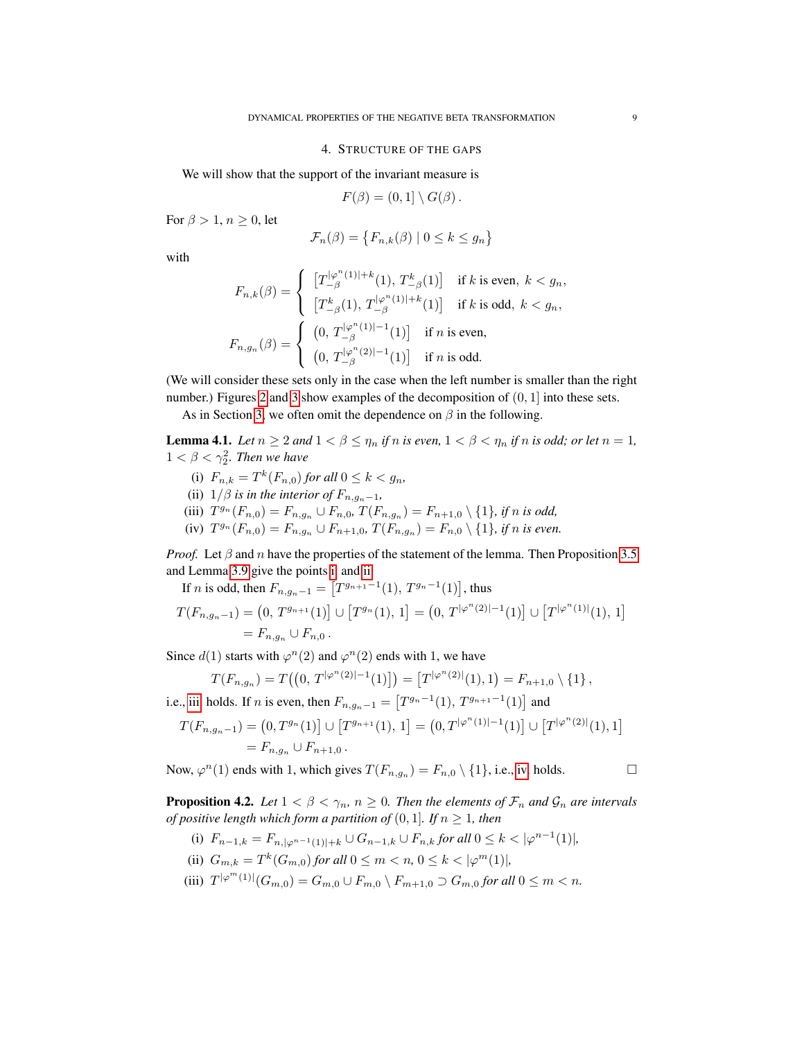## 4. Structure of the gaps

We will show that the support of the invariant measure is

$$F(\beta) = (0,1] \setminus G(\beta)\,.$$

For $\beta > 1$, $n \geq 0$, let

$$\mathcal{F}_n(\beta) = \big\{F_{n,k}(\beta) \mid 0 \leq k \leq g_n\big\}$$

with

$$F_{n,k}(\beta) = \begin{cases} \big[T_{-\beta}^{|\varphi^n(1)|+k}(1),\, T_{-\beta}^k(1)\big] & \text{if } k \text{ is even},\ k < g_n, \\ \big[T_{-\beta}^k(1),\, T_{-\beta}^{|\varphi^n(1)|+k}(1)\big] & \text{if } k \text{ is odd},\ k < g_n, \end{cases}$$

$$F_{n,g_n}(\beta) = \begin{cases} \big(0,\, T_{-\beta}^{|\varphi^n(1)|-1}(1)\big] & \text{if } n \text{ is even}, \\ \big(0,\, T_{-\beta}^{|\varphi^n(2)|-1}(1)\big] & \text{if } n \text{ is odd}. \end{cases}$$

(We will consider these sets only in the case when the left number is smaller than the right number.) Figures 2 and 3 show examples of the decomposition of $(0,1]$ into these sets.

As in Section 3, we often omit the dependence on $\beta$ in the following.

**Lemma 4.1.** *Let $n \geq 2$ and $1 < \beta \leq \eta_n$ if $n$ is even, $1 < \beta < \eta_n$ if $n$ is odd; or let $n = 1$, $1 < \beta < \gamma_2^2$. Then we have*

(i) *$F_{n,k} = T^k(F_{n,0})$ for all $0 \leq k < g_n$,*
(ii) *$1/\beta$ is in the interior of $F_{n,g_n-1}$,*
(iii) *$T^{g_n}(F_{n,0}) = F_{n,g_n} \cup F_{n,0}$, $T(F_{n,g_n}) = F_{n+1,0} \setminus \{1\}$, if $n$ is odd,*
(iv) *$T^{g_n}(F_{n,0}) = F_{n,g_n} \cup F_{n+1,0}$, $T(F_{n,g_n}) = F_{n,0} \setminus \{1\}$, if $n$ is even.*

*Proof.* Let $\beta$ and $n$ have the properties of the statement of the lemma. Then Proposition 3.5 and Lemma 3.9 give the points i and ii.

If $n$ is odd, then $F_{n,g_n-1} = \big[T^{g_{n+1}-1}(1),\, T^{g_n-1}(1)\big]$, thus

$$\begin{aligned} T(F_{n,g_n-1}) &= \big(0,\, T^{g_{n+1}}(1)\big] \cup \big[T^{g_n}(1),\, 1\big] = \big(0,\, T^{|\varphi^n(2)|-1}(1)\big] \cup \big[T^{|\varphi^n(1)|}(1),\, 1\big] \\ &= F_{n,g_n} \cup F_{n,0}\,. \end{aligned}$$

Since $d(1)$ starts with $\varphi^n(2)$ and $\varphi^n(2)$ ends with 1, we have

$$T(F_{n,g_n}) = T\big(\big(0,\, T^{|\varphi^n(2)|-1}(1)\big]\big) = \big[T^{|\varphi^n(2)|}(1), 1\big) = F_{n+1,0} \setminus \{1\}\,,$$

i.e., iii holds. If $n$ is even, then $F_{n,g_n-1} = \big[T^{g_n-1}(1),\, T^{g_{n+1}-1}(1)\big]$ and

$$\begin{aligned} T(F_{n,g_n-1}) &= \big(0, T^{g_n}(1)\big] \cup \big[T^{g_{n+1}}(1),\, 1\big] = \big(0, T^{|\varphi^n(1)|-1}(1)\big] \cup \big[T^{|\varphi^n(2)|}(1), 1\big] \\ &= F_{n,g_n} \cup F_{n+1,0}\,. \end{aligned}$$

Now, $\varphi^n(1)$ ends with 1, which gives $T(F_{n,g_n}) = F_{n,0} \setminus \{1\}$, i.e., iv holds. $\square$

**Proposition 4.2.** *Let $1 < \beta < \gamma_n$, $n \geq 0$. Then the elements of $\mathcal{F}_n$ and $\mathcal{G}_n$ are intervals of positive length which form a partition of $(0,1]$. If $n \geq 1$, then*

(i) *$F_{n-1,k} = F_{n,|\varphi^{n-1}(1)|+k} \cup G_{n-1,k} \cup F_{n,k}$ for all $0 \leq k < |\varphi^{n-1}(1)|$,*
(ii) *$G_{m,k} = T^k(G_{m,0})$ for all $0 \leq m < n$, $0 \leq k < |\varphi^m(1)|$,*
(iii) *$T^{|\varphi^m(1)|}(G_{m,0}) = G_{m,0} \cup F_{m,0} \setminus F_{m+1,0} \supset G_{m,0}$ for all $0 \leq m < n$.*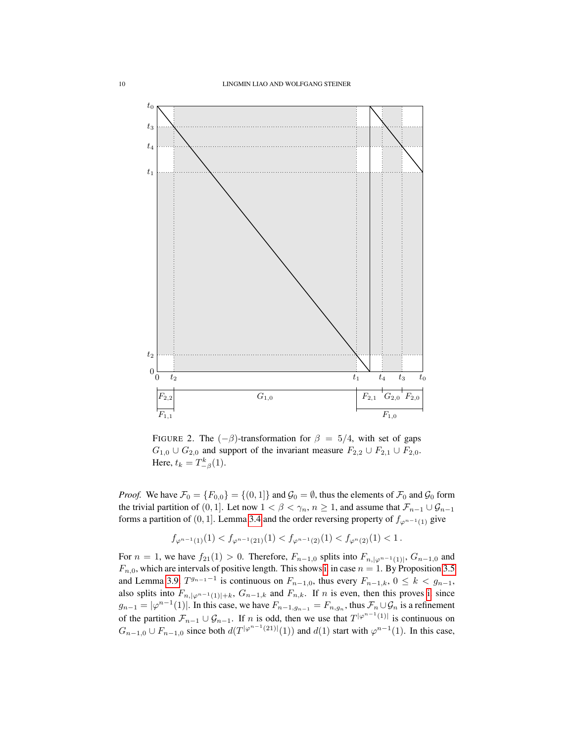FIGURE 2. The $(-\beta)$-transformation for $\beta = 5/4$, with set of gaps $G_{1,0} \cup G_{2,0}$ and support of the invariant measure $F_{2,2} \cup F_{2,1} \cup F_{2,0}$. Here, $t_k = T_{-\beta}^k(1)$.

*Proof.* We have $\mathcal{F}_0 = \{F_{0,0}\} = \{(0,1]\}$ and $\mathcal{G}_0 = \emptyset$, thus the elements of $\mathcal{F}_0$ and $\mathcal{G}_0$ form the trivial partition of $(0,1]$. Let now $1 < \beta < \gamma_n$, $n \geq 1$, and assume that $\mathcal{F}_{n-1} \cup \mathcal{G}_{n-1}$ forms a partition of $(0,1]$. Lemma 3.4 and the order reversing property of $f_{\varphi^{n-1}(1)}$ give

$$f_{\varphi^{n-1}(1)}(1) < f_{\varphi^{n-1}(21)}(1) < f_{\varphi^{n-1}(2)}(1) < f_{\varphi^{n}(2)}(1) < 1\,.$$

For $n = 1$, we have $f_{21}(1) > 0$. Therefore, $F_{n-1,0}$ splits into $F_{n,|\varphi^{n-1}(1)|}$, $G_{n-1,0}$ and $F_{n,0}$, which are intervals of positive length. This shows i in case $n = 1$. By Proposition 3.5 and Lemma 3.9, $T^{g_{n-1}-1}$ is continuous on $F_{n-1,0}$, thus every $F_{n-1,k}$, $0 \leq k < g_{n-1}$, also splits into $F_{n,|\varphi^{n-1}(1)|+k}$, $G_{n-1,k}$ and $F_{n,k}$. If $n$ is even, then this proves i since $g_{n-1} = |\varphi^{n-1}(1)|$. In this case, we have $F_{n-1,g_{n-1}} = F_{n,g_n}$, thus $\mathcal{F}_n \cup \mathcal{G}_n$ is a refinement of the partition $\mathcal{F}_{n-1} \cup \mathcal{G}_{n-1}$. If $n$ is odd, then we use that $T^{|\varphi^{n-1}(1)|}$ is continuous on $G_{n-1,0} \cup F_{n-1,0}$ since both $d(T^{|\varphi^{n-1}(21)|}(1))$ and $d(1)$ start with $\varphi^{n-1}(1)$. In this case,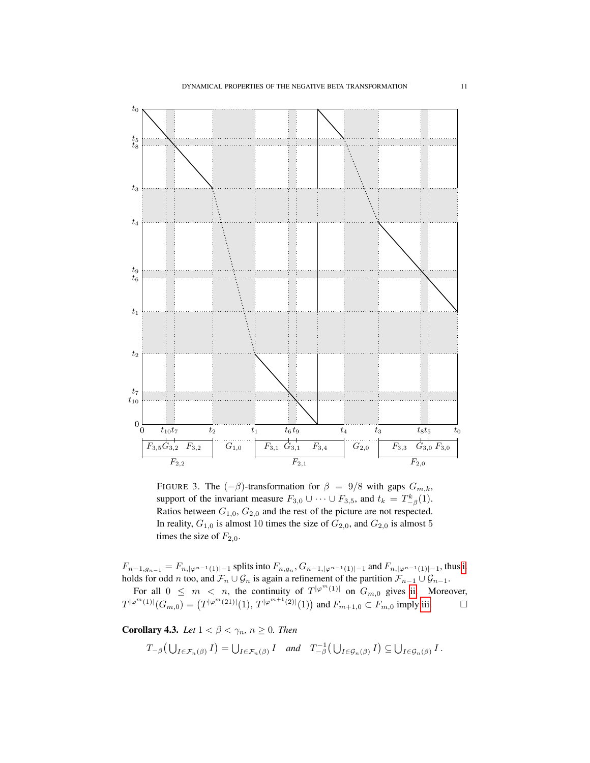FIGURE 3. The $(-\beta)$-transformation for $\beta = 9/8$ with gaps $G_{m,k}$, support of the invariant measure $F_{3,0} \cup \cdots \cup F_{3,5}$, and $t_k = T_{-\beta}^k(1)$. Ratios between $G_{1,0}$, $G_{2,0}$ and the rest of the picture are not respected. In reality, $G_{1,0}$ is almost 10 times the size of $G_{2,0}$, and $G_{2,0}$ is almost 5 times the size of $F_{2,0}$.

$F_{n-1,g_{n-1}} = F_{n,|\varphi^{n-1}(1)|-1}$ splits into $F_{n,g_n}$, $G_{n-1,|\varphi^{n-1}(1)|-1}$ and $F_{n,|\varphi^{n-1}(1)|-1}$, thus i holds for odd $n$ too, and $\mathcal{F}_n \cup \mathcal{G}_n$ is again a refinement of the partition $\mathcal{F}_{n-1} \cup \mathcal{G}_{n-1}$.

For all $0 \leq m < n$, the continuity of $T^{|\varphi^m(1)|}$ on $G_{m,0}$ gives ii. Moreover, $T^{|\varphi^m(1)|}(G_{m,0}) = \big(T^{|\varphi^m(21)|}(1), T^{|\varphi^{m+1}(2)|}(1)\big)$ and $F_{m+1,0} \subset F_{m,0}$ imply iii. $\square$

**Corollary 4.3.** *Let $1 < \beta < \gamma_n$, $n \geq 0$. Then*

$$T_{-\beta}\big(\textstyle\bigcup_{I \in \mathcal{F}_n(\beta)} I\big) = \bigcup_{I \in \mathcal{F}_n(\beta)} I \quad \textit{and} \quad T_{-\beta}^{-1}\big(\bigcup_{I \in \mathcal{G}_n(\beta)} I\big) \subseteq \bigcup_{I \in \mathcal{G}_n(\beta)} I\,.$$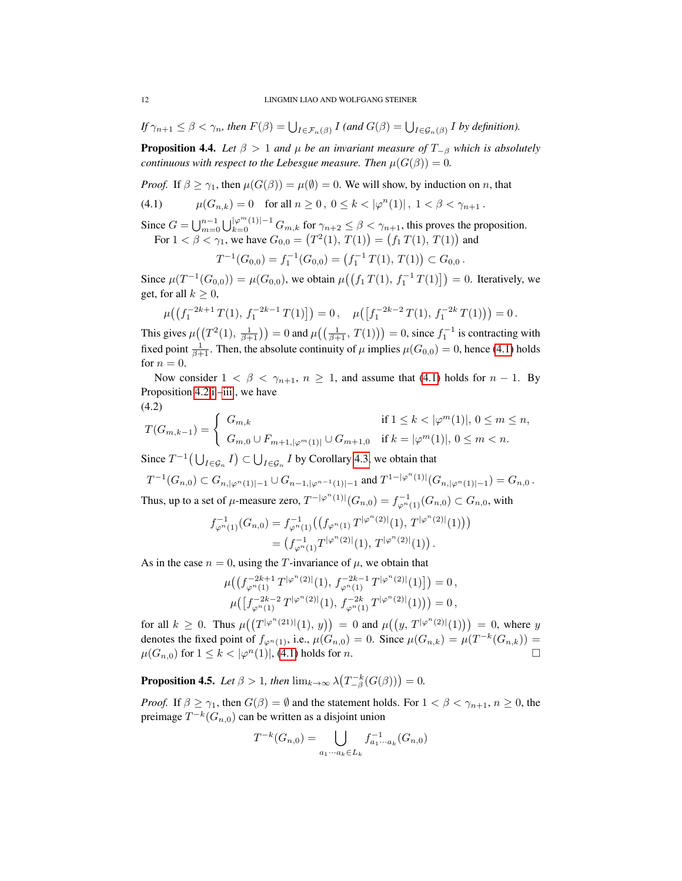*If $\gamma_{n+1} \le \beta < \gamma_n$, then $F(\beta) = \bigcup_{I \in \mathcal{F}_n(\beta)} I$ (and $G(\beta) = \bigcup_{I \in \mathcal{G}_n(\beta)} I$ by definition).*

**Proposition 4.4.** *Let $\beta > 1$ and $\mu$ be an invariant measure of $T_{-\beta}$ which is absolutely continuous with respect to the Lebesgue measure. Then $\mu(G(\beta)) = 0$.*

*Proof.* If $\beta \ge \gamma_1$, then $\mu(G(\beta)) = \mu(\emptyset) = 0$. We will show, by induction on $n$, that

$$\mu(G_{n,k}) = 0 \quad \text{for all } n \ge 0\,,\ 0 \le k < |\varphi^n(1)|\,,\ 1 < \beta < \gamma_{n+1}\,. \tag{4.1}$$

Since $G = \bigcup_{m=0}^{n-1} \bigcup_{k=0}^{|\varphi^m(1)|-1} G_{m,k}$ for $\gamma_{n+2} \le \beta < \gamma_{n+1}$, this proves the proposition.

For $1 < \beta < \gamma_1$, we have $G_{0,0} = \big(T^2(1),\, T(1)\big) = \big(f_1\, T(1),\, T(1)\big)$ and

$$T^{-1}(G_{0,0}) = f_1^{-1}(G_{0,0}) = \big(f_1^{-1}\, T(1),\, T(1)\big) \subset G_{0,0}\,.$$

Since $\mu(T^{-1}(G_{0,0})) = \mu(G_{0,0})$, we obtain $\mu\big(\big(f_1\, T(1),\, f_1^{-1}\, T(1)\big]\big) = 0$. Iteratively, we get, for all $k \ge 0$,

$$\mu\big(\big(f_1^{-2k+1}\, T(1),\, f_1^{-2k-1}\, T(1)\big]\big) = 0\,, \quad \mu\big(\big[f_1^{-2k-2}\, T(1),\, f_1^{-2k}\, T(1)\big)\big) = 0\,.$$

This gives $\mu\big(\big(T^2(1),\, \frac{1}{\beta+1}\big)\big) = 0$ and $\mu\big(\big(\frac{1}{\beta+1},\, T(1)\big)\big) = 0$, since $f_1^{-1}$ is contracting with fixed point $\frac{1}{\beta+1}$. Then, the absolute continuity of $\mu$ implies $\mu(G_{0,0}) = 0$, hence (4.1) holds for $n = 0$.

Now consider $1 < \beta < \gamma_{n+1}$, $n \ge 1$, and assume that (4.1) holds for $n-1$. By Proposition 4.2 i–iii, we have

$$T(G_{m,k-1}) = \begin{cases} G_{m,k} & \text{if } 1 \le k < |\varphi^m(1)|,\ 0 \le m \le n, \\ G_{m,0} \cup F_{m+1,|\varphi^m(1)|} \cup G_{m+1,0} & \text{if } k = |\varphi^m(1)|,\ 0 \le m < n. \end{cases} \tag{4.2}$$

Since $T^{-1}\big(\bigcup_{I \in \mathcal{G}_n} I\big) \subset \bigcup_{I \in \mathcal{G}_n} I$ by Corollary 4.3, we obtain that

$$T^{-1}(G_{n,0}) \subset G_{n,|\varphi^n(1)|-1} \cup G_{n-1,|\varphi^{n-1}(1)|-1} \text{ and } T^{1-|\varphi^n(1)|}(G_{n,|\varphi^n(1)|-1}) = G_{n,0}\,.$$

Thus, up to a set of $\mu$-measure zero, $T^{-|\varphi^n(1)|}(G_{n,0}) = f_{\varphi^n(1)}^{-1}(G_{n,0}) \subset G_{n,0}$, with

$$\begin{aligned} f_{\varphi^n(1)}^{-1}(G_{n,0}) &= f_{\varphi^n(1)}^{-1}\big(\big(f_{\varphi^n(1)}\, T^{|\varphi^n(2)|}(1),\, T^{|\varphi^n(2)|}(1)\big)\big) \\ &= \big(f_{\varphi^n(1)}^{-1} T^{|\varphi^n(2)|}(1),\, T^{|\varphi^n(2)|}(1)\big)\,. \end{aligned}$$

As in the case $n = 0$, using the $T$-invariance of $\mu$, we obtain that

$$\begin{aligned} \mu\big(\big(f_{\varphi^n(1)}^{-2k+1}\, T^{|\varphi^n(2)|}(1),\, f_{\varphi^n(1)}^{-2k-1}\, T^{|\varphi^n(2)|}(1)\big]\big) &= 0\,, \\ \mu\big(\big[f_{\varphi^n(1)}^{-2k-2}\, T^{|\varphi^n(2)|}(1),\, f_{\varphi^n(1)}^{-2k}\, T^{|\varphi^n(2)|}(1)\big)\big) &= 0\,, \end{aligned}$$

for all $k \ge 0$. Thus $\mu\big(\big(T^{|\varphi^n(21)|}(1),\, y\big)\big) = 0$ and $\mu\big(\big(y,\, T^{|\varphi^n(2)|}(1)\big)\big) = 0$, where $y$ denotes the fixed point of $f_{\varphi^n(1)}$, i.e., $\mu(G_{n,0}) = 0$. Since $\mu(G_{n,k}) = \mu(T^{-k}(G_{n,k})) = \mu(G_{n,0})$ for $1 \le k < |\varphi^n(1)|$, (4.1) holds for $n$. $\square$

**Proposition 4.5.** *Let $\beta > 1$, then $\lim_{k\to\infty} \lambda\big(T_{-\beta}^{-k}(G(\beta))\big) = 0$.*

*Proof.* If $\beta \ge \gamma_1$, then $G(\beta) = \emptyset$ and the statement holds. For $1 < \beta < \gamma_{n+1}$, $n \ge 0$, the preimage $T^{-k}(G_{n,0})$ can be written as a disjoint union

$$T^{-k}(G_{n,0}) = \bigcup_{a_1\cdots a_k \in L_k} f_{a_1\cdots a_k}^{-1}(G_{n,0})$$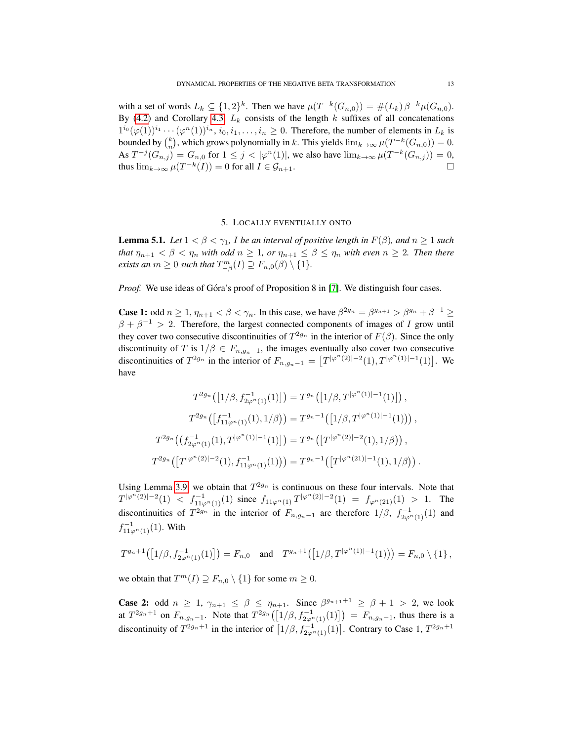with a set of words $L_k \subseteq \{1,2\}^k$. Then we have $\mu(T^{-k}(G_{n,0})) = \#(L_k)\,\beta^{-k}\mu(G_{n,0})$. By (4.2) and Corollary 4.3, $L_k$ consists of the length $k$ suffixes of all concatenations $1^{i_0}(\varphi(1))^{i_1}\cdots(\varphi^n(1))^{i_n}$, $i_0, i_1, \ldots, i_n \geq 0$. Therefore, the number of elements in $L_k$ is bounded by $\binom{k}{n}$, which grows polynomially in $k$. This yields $\lim_{k\to\infty}\mu(T^{-k}(G_{n,0})) = 0$. As $T^{-j}(G_{n,j}) = G_{n,0}$ for $1 \leq j < |\varphi^n(1)|$, we also have $\lim_{k\to\infty}\mu(T^{-k}(G_{n,j})) = 0$, thus $\lim_{k\to\infty}\mu(T^{-k}(I)) = 0$ for all $I \in \mathcal{G}_{n+1}$. □

## 5. Locally eventually onto

**Lemma 5.1.** *Let $1 < \beta < \gamma_1$, $I$ be an interval of positive length in $F(\beta)$, and $n \geq 1$ such that $\eta_{n+1} < \beta < \eta_n$ with odd $n \geq 1$, or $\eta_{n+1} \leq \beta \leq \eta_n$ with even $n \geq 2$. Then there exists an $m \geq 0$ such that $T^m_{-\beta}(I) \supseteq F_{n,0}(\beta) \setminus \{1\}$.*

*Proof.* We use ideas of Góra's proof of Proposition 8 in [7]. We distinguish four cases.

**Case 1:** odd $n \geq 1$, $\eta_{n+1} < \beta < \gamma_n$. In this case, we have $\beta^{2g_n} = \beta^{g_{n+1}} > \beta^{g_n} + \beta^{-1} \geq \beta + \beta^{-1} > 2$. Therefore, the largest connected components of images of $I$ grow until they cover two consecutive discontinuities of $T^{2g_n}$ in the interior of $F(\beta)$. Since the only discontinuity of $T$ is $1/\beta \in F_{n,g_n-1}$, the images eventually also cover two consecutive discontinuities of $T^{2g_n}$ in the interior of $F_{n,g_n-1} = \big[T^{|\varphi^n(2)|-2}(1), T^{|\varphi^n(1)|-1}(1)\big]$. We have

$$T^{2g_n}\big(\big[1/\beta, f^{-1}_{2\varphi^n(1)}(1)\big]\big) = T^{g_n}\big(\big[1/\beta, T^{|\varphi^n(1)|-1}(1)\big]\big)\,,$$

$$T^{2g_n}\big(\big[f^{-1}_{11\varphi^n(1)}(1), 1/\beta\big)\big) = T^{g_n-1}\big(\big[1/\beta, T^{|\varphi^n(1)|-1}(1)\big)\big)\,,$$

$$T^{2g_n}\big(\big(f^{-1}_{2\varphi^n(1)}(1), T^{|\varphi^n(1)|-1}(1)\big]\big) = T^{g_n}\big(\big[T^{|\varphi^n(2)|-2}(1), 1/\beta\big)\big)\,,$$

$$T^{2g_n}\big(\big[T^{|\varphi^n(2)|-2}(1), f^{-1}_{11\varphi^n(1)}(1)\big)\big) = T^{g_n-1}\big(\big[T^{|\varphi^n(21)|-1}(1), 1/\beta\big)\big)\,.$$

Using Lemma 3.9, we obtain that $T^{2g_n}$ is continuous on these four intervals. Note that $T^{|\varphi^n(2)|-2}(1) < f^{-1}_{11\varphi^n(1)}(1)$ since $f_{11\varphi^n(1)}\,T^{|\varphi^n(2)|-2}(1) = f_{\varphi^n(21)}(1) > 1$. The discontinuities of $T^{2g_n}$ in the interior of $F_{n,g_n-1}$ are therefore $1/\beta$, $f^{-1}_{2\varphi^n(1)}(1)$ and $f^{-1}_{11\varphi^n(1)}(1)$. With

$$T^{g_n+1}\big(\big[1/\beta, f^{-1}_{2\varphi^n(1)}(1)\big]\big) = F_{n,0} \quad \text{and} \quad T^{g_n+1}\big(\big[1/\beta, T^{|\varphi^n(1)|-1}(1)\big)\big) = F_{n,0} \setminus \{1\}\,,$$

we obtain that $T^m(I) \supseteq F_{n,0} \setminus \{1\}$ for some $m \geq 0$.

**Case 2:** odd $n \geq 1$, $\gamma_{n+1} \leq \beta \leq \eta_{n+1}$. Since $\beta^{g_{n+1}+1} \geq \beta + 1 > 2$, we look at $T^{2g_n+1}$ on $F_{n,g_n-1}$. Note that $T^{2g_n}\big(\big[1/\beta, f^{-1}_{2\varphi^n(1)}(1)\big]\big) = F_{n,g_n-1}$, thus there is a discontinuity of $T^{2g_n+1}$ in the interior of $\big[1/\beta, f^{-1}_{2\varphi^n(1)}(1)\big]$. Contrary to Case 1, $T^{2g_n+1}$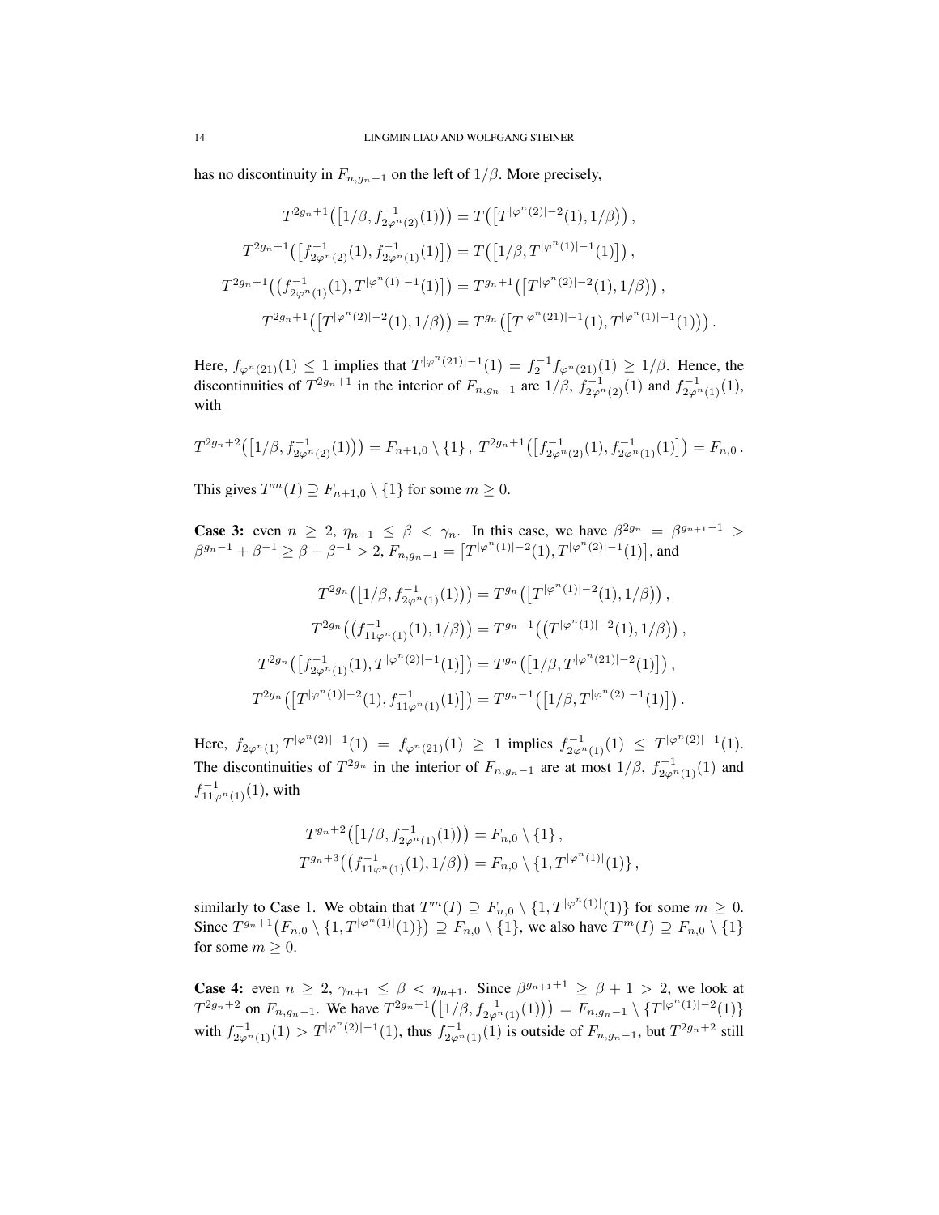has no discontinuity in $F_{n,g_n-1}$ on the left of $1/\beta$. More precisely,

$$
\begin{aligned}
T^{2g_n+1}\big([1/\beta, f^{-1}_{2\varphi^n(2)}(1))\big) &= T\big([T^{|\varphi^n(2)|-2}(1), 1/\beta)\big)\,,\\
T^{2g_n+1}\big([f^{-1}_{2\varphi^n(2)}(1), f^{-1}_{2\varphi^n(1)}(1)]\big) &= T\big([1/\beta, T^{|\varphi^n(1)|-1}(1)]\big)\,,\\
T^{2g_n+1}\big((f^{-1}_{2\varphi^n(1)}(1), T^{|\varphi^n(1)|-1}(1)]\big) &= T^{g_n+1}\big([T^{|\varphi^n(2)|-2}(1), 1/\beta)\big)\,,\\
T^{2g_n+1}\big([T^{|\varphi^n(2)|-2}(1), 1/\beta)\big) &= T^{g_n}\big([T^{|\varphi^n(21)|-1}(1), T^{|\varphi^n(1)|-1}(1))\big)\,.
\end{aligned}
$$

Here, $f_{\varphi^n(21)}(1) \le 1$ implies that $T^{|\varphi^n(21)|-1}(1) = f_2^{-1} f_{\varphi^n(21)}(1) \ge 1/\beta$. Hence, the discontinuities of $T^{2g_n+1}$ in the interior of $F_{n,g_n-1}$ are $1/\beta$, $f^{-1}_{2\varphi^n(2)}(1)$ and $f^{-1}_{2\varphi^n(1)}(1)$, with

$$
T^{2g_n+2}\big([1/\beta, f^{-1}_{2\varphi^n(2)}(1))\big) = F_{n+1,0} \setminus \{1\}\,,\; T^{2g_n+1}\big([f^{-1}_{2\varphi^n(2)}(1), f^{-1}_{2\varphi^n(1)}(1)]\big) = F_{n,0}\,.
$$

This gives $T^m(I) \supseteq F_{n+1,0} \setminus \{1\}$ for some $m \ge 0$.

**Case 3:** even $n \ge 2$, $\eta_{n+1} \le \beta < \gamma_n$. In this case, we have $\beta^{2g_n} = \beta^{g_{n+1}-1} > \beta^{g_n-1} + \beta^{-1} \ge \beta + \beta^{-1} > 2$, $F_{n,g_n-1} = \big[T^{|\varphi^n(1)|-2}(1), T^{|\varphi^n(2)|-1}(1)\big]$, and

$$
\begin{aligned}
T^{2g_n}\big([1/\beta, f^{-1}_{2\varphi^n(1)}(1))\big) &= T^{g_n}\big([T^{|\varphi^n(1)|-2}(1), 1/\beta)\big)\,,\\
T^{2g_n}\big((f^{-1}_{11\varphi^n(1)}(1), 1/\beta)\big) &= T^{g_n-1}\big((T^{|\varphi^n(1)|-2}(1), 1/\beta)\big)\,,\\
T^{2g_n}\big([f^{-1}_{2\varphi^n(1)}(1), T^{|\varphi^n(2)|-1}(1)]\big) &= T^{g_n}\big([1/\beta, T^{|\varphi^n(21)|-2}(1)]\big)\,,\\
T^{2g_n}\big([T^{|\varphi^n(1)|-2}(1), f^{-1}_{11\varphi^n(1)}(1)]\big) &= T^{g_n-1}\big([1/\beta, T^{|\varphi^n(2)|-1}(1)]\big)\,.
\end{aligned}
$$

Here, $f_{2\varphi^n(1)}\, T^{|\varphi^n(2)|-1}(1) = f_{\varphi^n(21)}(1) \ge 1$ implies $f^{-1}_{2\varphi^n(1)}(1) \le T^{|\varphi^n(2)|-1}(1)$. The discontinuities of $T^{2g_n}$ in the interior of $F_{n,g_n-1}$ are at most $1/\beta$, $f^{-1}_{2\varphi^n(1)}(1)$ and $f^{-1}_{11\varphi^n(1)}(1)$, with

$$
\begin{aligned}
T^{g_n+2}\big([1/\beta, f^{-1}_{2\varphi^n(1)}(1))\big) &= F_{n,0} \setminus \{1\}\,,\\
T^{g_n+3}\big((f^{-1}_{11\varphi^n(1)}(1), 1/\beta)\big) &= F_{n,0} \setminus \{1, T^{|\varphi^n(1)|}(1)\}\,,
\end{aligned}
$$

similarly to Case 1. We obtain that $T^m(I) \supseteq F_{n,0} \setminus \{1, T^{|\varphi^n(1)|}(1)\}$ for some $m \ge 0$. Since $T^{g_n+1}\big(F_{n,0} \setminus \{1, T^{|\varphi^n(1)|}(1)\}\big) \supseteq F_{n,0} \setminus \{1\}$, we also have $T^m(I) \supseteq F_{n,0} \setminus \{1\}$ for some $m \ge 0$.

**Case 4:** even $n \ge 2$, $\gamma_{n+1} \le \beta < \eta_{n+1}$. Since $\beta^{g_{n+1}+1} \ge \beta + 1 > 2$, we look at $T^{2g_n+2}$ on $F_{n,g_n-1}$. We have $T^{2g_n+1}\big([1/\beta, f^{-1}_{2\varphi^n(1)}(1))\big) = F_{n,g_n-1} \setminus \{T^{|\varphi^n(1)|-2}(1)\}$ with $f^{-1}_{2\varphi^n(1)}(1) > T^{|\varphi^n(2)|-1}(1)$, thus $f^{-1}_{2\varphi^n(1)}(1)$ is outside of $F_{n,g_n-1}$, but $T^{2g_n+2}$ still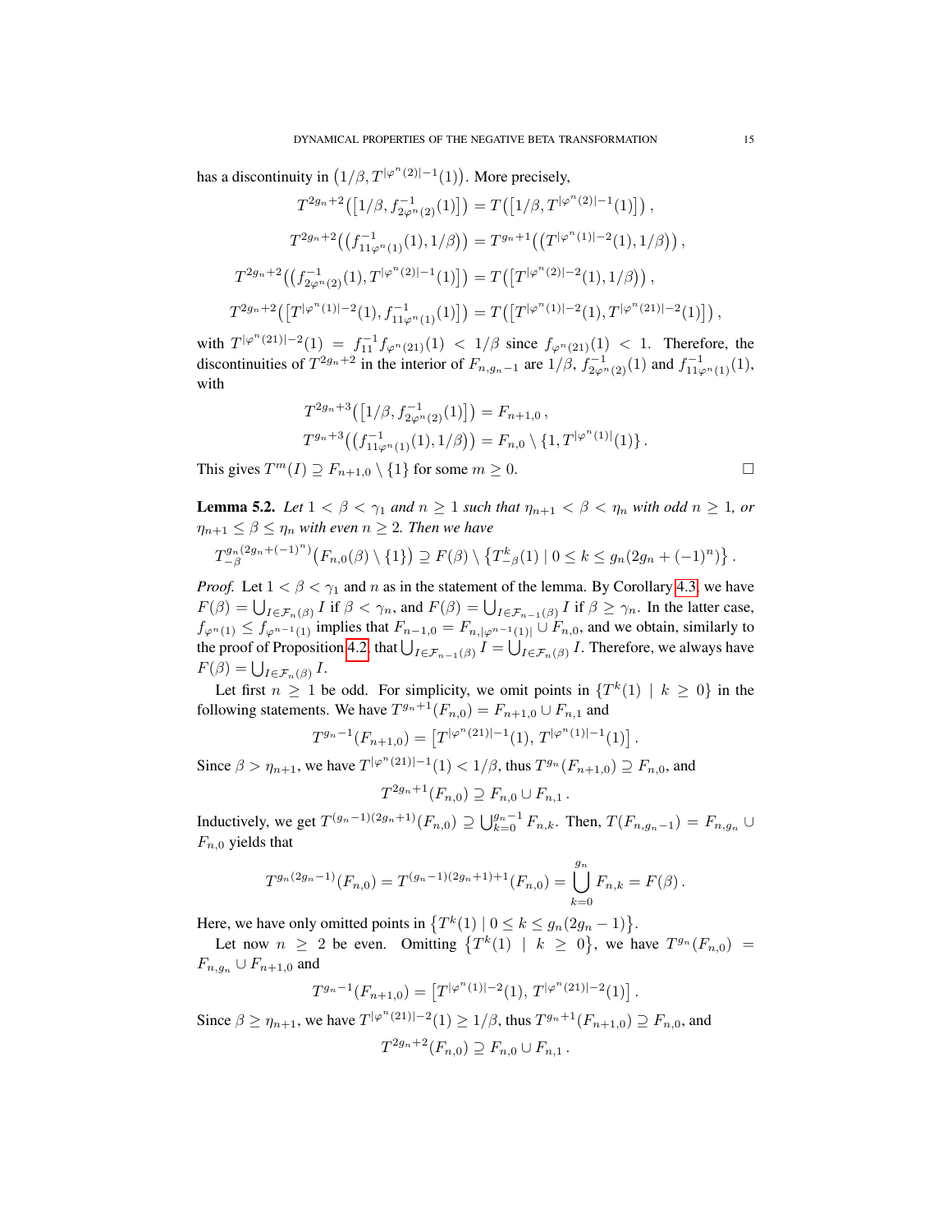has a discontinuity in $\big(1/\beta, T^{|\varphi^n(2)|-1}(1)\big)$. More precisely,

$$T^{2g_n+2}\big(\big[1/\beta, f^{-1}_{2\varphi^n(2)}(1)\big]\big) = T\big(\big[1/\beta, T^{|\varphi^n(2)|-1}(1)\big]\big)\,,$$

$$T^{2g_n+2}\big(\big(f^{-1}_{11\varphi^n(1)}(1), 1/\beta\big)\big) = T^{g_n+1}\big(\big(T^{|\varphi^n(1)|-2}(1), 1/\beta\big)\big)\,,$$

$$T^{2g_n+2}\big(\big(f^{-1}_{2\varphi^n(2)}(1), T^{|\varphi^n(2)|-1}(1)\big]\big) = T\big(\big[T^{|\varphi^n(2)|-2}(1), 1/\beta\big)\big)\,,$$

$$T^{2g_n+2}\big(\big[T^{|\varphi^n(1)|-2}(1), f^{-1}_{11\varphi^n(1)}(1)\big]\big) = T\big(\big[T^{|\varphi^n(1)|-2}(1), T^{|\varphi^n(21)|-2}(1)\big]\big)\,,$$

with $T^{|\varphi^n(21)|-2}(1) = f^{-1}_{11} f_{\varphi^n(21)}(1) < 1/\beta$ since $f_{\varphi^n(21)}(1) < 1$. Therefore, the discontinuities of $T^{2g_n+2}$ in the interior of $F_{n,g_n-1}$ are $1/\beta$, $f^{-1}_{2\varphi^n(2)}(1)$ and $f^{-1}_{11\varphi^n(1)}(1)$, with

$$T^{2g_n+3}\big(\big[1/\beta, f^{-1}_{2\varphi^n(2)}(1)\big]\big) = F_{n+1,0}\,,$$
$$T^{g_n+3}\big(\big(f^{-1}_{11\varphi^n(1)}(1), 1/\beta\big)\big) = F_{n,0} \setminus \{1, T^{|\varphi^n(1)|}(1)\}\,.$$

This gives $T^m(I) \supseteq F_{n+1,0} \setminus \{1\}$ for some $m \geq 0$. $\square$

**Lemma 5.2.** *Let $1 < \beta < \gamma_1$ and $n \geq 1$ such that $\eta_{n+1} < \beta < \eta_n$ with odd $n \geq 1$, or $\eta_{n+1} \leq \beta \leq \eta_n$ with even $n \geq 2$. Then we have*

$$T^{g_n(2g_n+(-1)^n)}_{-\beta}\big(F_{n,0}(\beta) \setminus \{1\}\big) \supseteq F(\beta) \setminus \big\{T^k_{-\beta}(1) \mid 0 \leq k \leq g_n(2g_n + (-1)^n)\big\}\,.$$

*Proof.* Let $1 < \beta < \gamma_1$ and $n$ as in the statement of the lemma. By Corollary 4.3, we have $F(\beta) = \bigcup_{I \in \mathcal{F}_n(\beta)} I$ if $\beta < \gamma_n$, and $F(\beta) = \bigcup_{I \in \mathcal{F}_{n-1}(\beta)} I$ if $\beta \geq \gamma_n$. In the latter case, $f_{\varphi^n(1)} \leq f_{\varphi^{n-1}(1)}$ implies that $F_{n-1,0} = F_{n,|\varphi^{n-1}(1)|} \cup F_{n,0}$, and we obtain, similarly to the proof of Proposition 4.2, that $\bigcup_{I \in \mathcal{F}_{n-1}(\beta)} I = \bigcup_{I \in \mathcal{F}_n(\beta)} I$. Therefore, we always have $F(\beta) = \bigcup_{I \in \mathcal{F}_n(\beta)} I$.

Let first $n \geq 1$ be odd. For simplicity, we omit points in $\{T^k(1) \mid k \geq 0\}$ in the following statements. We have $T^{g_n+1}(F_{n,0}) = F_{n+1,0} \cup F_{n,1}$ and

$$T^{g_n-1}(F_{n+1,0}) = \big[T^{|\varphi^n(21)|-1}(1),\, T^{|\varphi^n(1)|-1}(1)\big]\,.$$

Since $\beta > \eta_{n+1}$, we have $T^{|\varphi^n(21)|-1}(1) < 1/\beta$, thus $T^{g_n}(F_{n+1,0}) \supseteq F_{n,0}$, and

$$T^{2g_n+1}(F_{n,0}) \supseteq F_{n,0} \cup F_{n,1}\,.$$

Inductively, we get $T^{(g_n-1)(2g_n+1)}(F_{n,0}) \supseteq \bigcup_{k=0}^{g_n-1} F_{n,k}$. Then, $T(F_{n,g_n-1}) = F_{n,g_n} \cup F_{n,0}$ yields that

$$T^{g_n(2g_n-1)}(F_{n,0}) = T^{(g_n-1)(2g_n+1)+1}(F_{n,0}) = \bigcup_{k=0}^{g_n} F_{n,k} = F(\beta)\,.$$

Here, we have only omitted points in $\big\{T^k(1) \mid 0 \leq k \leq g_n(2g_n-1)\big\}$.

Let now $n \geq 2$ be even. Omitting $\big\{T^k(1) \mid k \geq 0\big\}$, we have $T^{g_n}(F_{n,0}) = F_{n,g_n} \cup F_{n+1,0}$ and

$$T^{g_n-1}(F_{n+1,0}) = \big[T^{|\varphi^n(1)|-2}(1),\, T^{|\varphi^n(21)|-2}(1)\big]\,.$$

Since $\beta \geq \eta_{n+1}$, we have $T^{|\varphi^n(21)|-2}(1) \geq 1/\beta$, thus $T^{g_n+1}(F_{n+1,0}) \supseteq F_{n,0}$, and

$$T^{2g_n+2}(F_{n,0}) \supseteq F_{n,0} \cup F_{n,1}\,.$$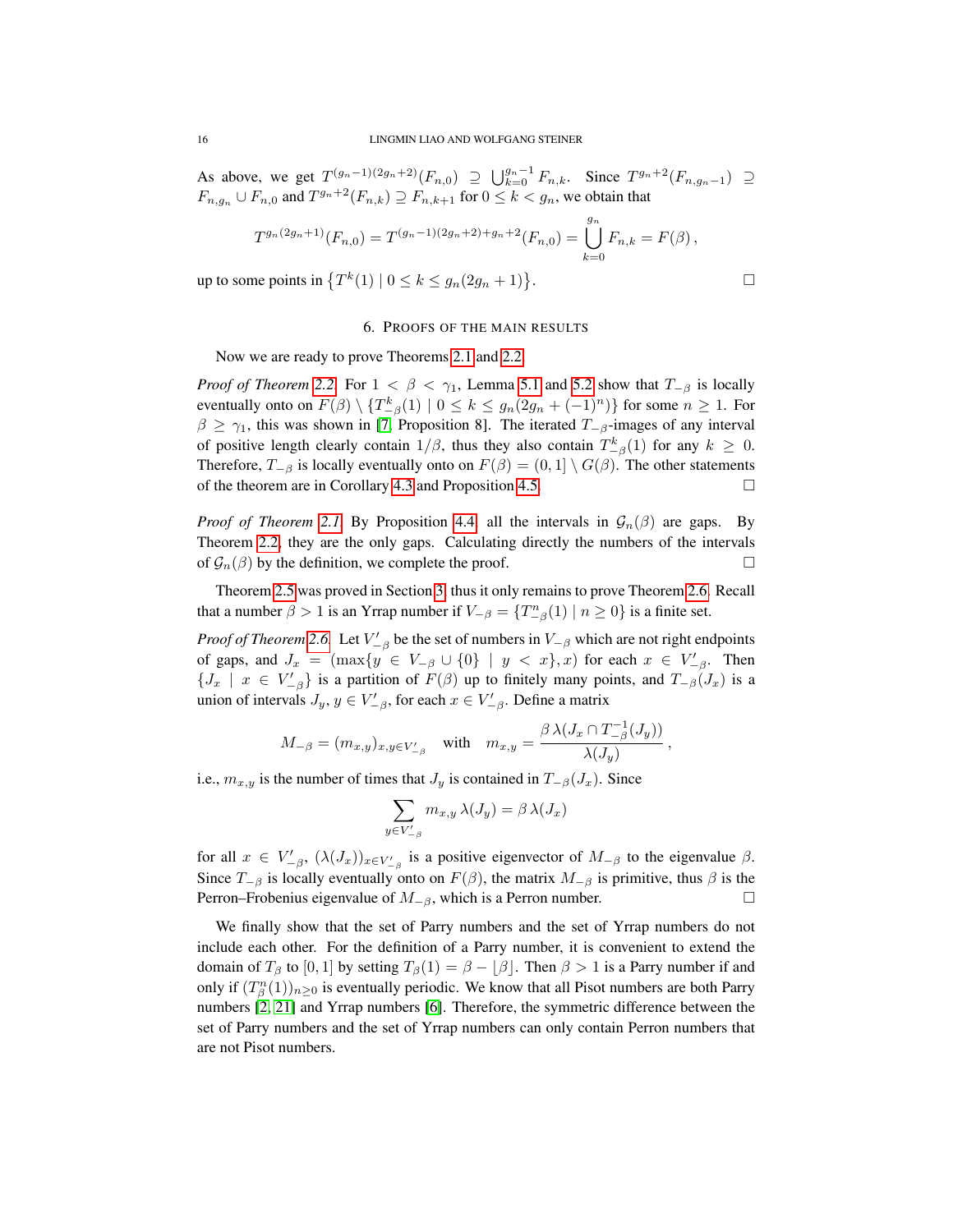As above, we get $T^{(g_n-1)(2g_n+2)}(F_{n,0}) \supseteq \bigcup_{k=0}^{g_n-1} F_{n,k}$. Since $T^{g_n+2}(F_{n,g_n-1}) \supseteq F_{n,g_n} \cup F_{n,0}$ and $T^{g_n+2}(F_{n,k}) \supseteq F_{n,k+1}$ for $0 \le k < g_n$, we obtain that

$$T^{g_n(2g_n+1)}(F_{n,0}) = T^{(g_n-1)(2g_n+2)+g_n+2}(F_{n,0}) = \bigcup_{k=0}^{g_n} F_{n,k} = F(\beta)\,,$$

up to some points in $\{T^k(1) \mid 0 \le k \le g_n(2g_n+1)\}$. □

## 6. Proofs of the main results

Now we are ready to prove Theorems 2.1 and 2.2.

*Proof of Theorem 2.2.* For $1 < \beta < \gamma_1$, Lemma 5.1 and 5.2 show that $T_{-\beta}$ is locally eventually onto on $F(\beta) \setminus \{T_{-\beta}^k(1) \mid 0 \le k \le g_n(2g_n+(-1)^n)\}$ for some $n \ge 1$. For $\beta \ge \gamma_1$, this was shown in [7, Proposition 8]. The iterated $T_{-\beta}$-images of any interval of positive length clearly contain $1/\beta$, thus they also contain $T_{-\beta}^k(1)$ for any $k \ge 0$. Therefore, $T_{-\beta}$ is locally eventually onto on $F(\beta) = (0,1] \setminus G(\beta)$. The other statements of the theorem are in Corollary 4.3 and Proposition 4.5. □

*Proof of Theorem 2.1.* By Proposition 4.4, all the intervals in $\mathcal{G}_n(\beta)$ are gaps. By Theorem 2.2, they are the only gaps. Calculating directly the numbers of the intervals of $\mathcal{G}_n(\beta)$ by the definition, we complete the proof. □

Theorem 2.5 was proved in Section 3, thus it only remains to prove Theorem 2.6. Recall that a number $\beta > 1$ is an Yrrap number if $V_{-\beta} = \{T_{-\beta}^n(1) \mid n \ge 0\}$ is a finite set.

*Proof of Theorem 2.6.* Let $V'_{-\beta}$ be the set of numbers in $V_{-\beta}$ which are not right endpoints of gaps, and $J_x = (\max\{y \in V_{-\beta} \cup \{0\} \mid y < x\}, x)$ for each $x \in V'_{-\beta}$. Then $\{J_x \mid x \in V'_{-\beta}\}$ is a partition of $F(\beta)$ up to finitely many points, and $T_{-\beta}(J_x)$ is a union of intervals $J_y$, $y \in V'_{-\beta}$, for each $x \in V'_{-\beta}$. Define a matrix

$$M_{-\beta} = (m_{x,y})_{x,y \in V'_{-\beta}} \quad \text{with} \quad m_{x,y} = \frac{\beta\,\lambda(J_x \cap T_{-\beta}^{-1}(J_y))}{\lambda(J_y)}\,,$$

i.e., $m_{x,y}$ is the number of times that $J_y$ is contained in $T_{-\beta}(J_x)$. Since

$$\sum_{y \in V'_{-\beta}} m_{x,y}\,\lambda(J_y) = \beta\,\lambda(J_x)$$

for all $x \in V'_{-\beta}$, $(\lambda(J_x))_{x \in V'_{-\beta}}$ is a positive eigenvector of $M_{-\beta}$ to the eigenvalue $\beta$. Since $T_{-\beta}$ is locally eventually onto on $F(\beta)$, the matrix $M_{-\beta}$ is primitive, thus $\beta$ is the Perron–Frobenius eigenvalue of $M_{-\beta}$, which is a Perron number. □

We finally show that the set of Parry numbers and the set of Yrrap numbers do not include each other. For the definition of a Parry number, it is convenient to extend the domain of $T_\beta$ to $[0,1]$ by setting $T_\beta(1) = \beta - \lfloor \beta \rfloor$. Then $\beta > 1$ is a Parry number if and only if $(T_\beta^n(1))_{n \ge 0}$ is eventually periodic. We know that all Pisot numbers are both Parry numbers [2, 21] and Yrrap numbers [6]. Therefore, the symmetric difference between the set of Parry numbers and the set of Yrrap numbers can only contain Perron numbers that are not Pisot numbers.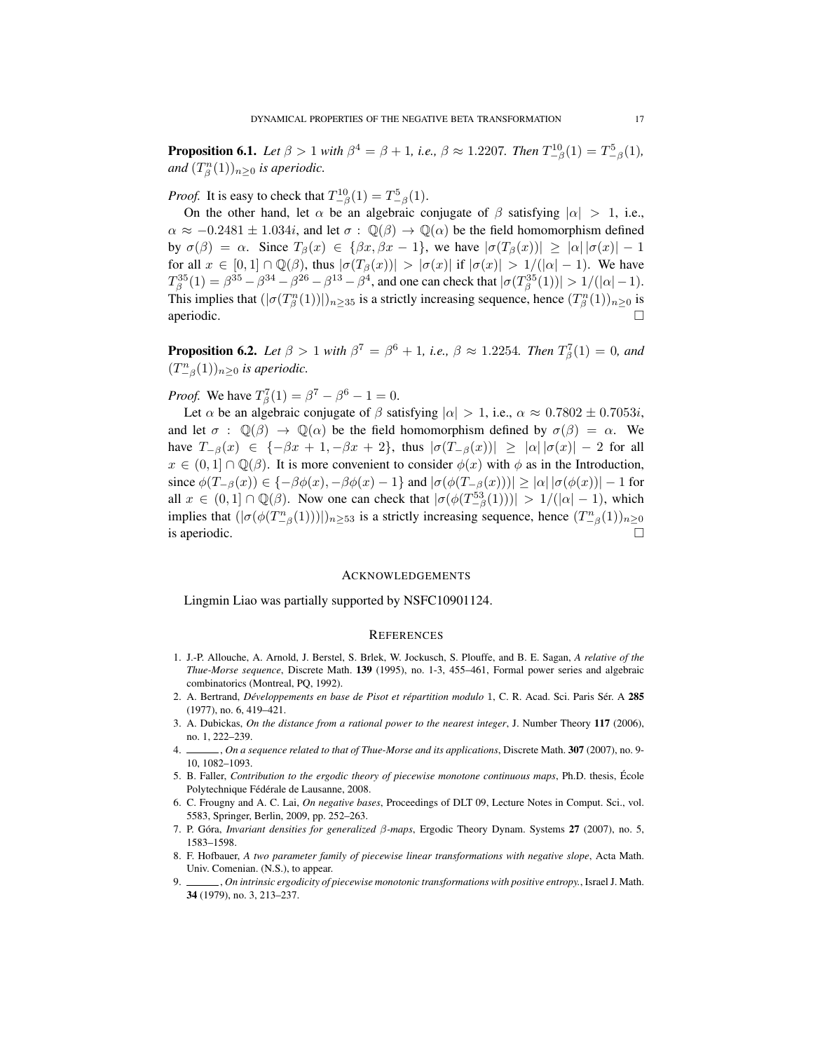**Proposition 6.1.** *Let $\beta > 1$ with $\beta^4 = \beta + 1$, i.e., $\beta \approx 1.2207$. Then $T_{-\beta}^{10}(1) = T_{-\beta}^{5}(1)$, and $(T_\beta^n(1))_{n\geq 0}$ is aperiodic.*

*Proof.* It is easy to check that $T_{-\beta}^{10}(1) = T_{-\beta}^{5}(1)$.

On the other hand, let $\alpha$ be an algebraic conjugate of $\beta$ satisfying $|\alpha| > 1$, i.e., $\alpha \approx -0.2481 \pm 1.034i$, and let $\sigma : \mathbb{Q}(\beta) \to \mathbb{Q}(\alpha)$ be the field homomorphism defined by $\sigma(\beta) = \alpha$. Since $T_\beta(x) \in \{\beta x, \beta x - 1\}$, we have $|\sigma(T_\beta(x))| \geq |\alpha|\,|\sigma(x)| - 1$ for all $x \in [0,1] \cap \mathbb{Q}(\beta)$, thus $|\sigma(T_\beta(x))| > |\sigma(x)|$ if $|\sigma(x)| > 1/(|\alpha| - 1)$. We have $T_\beta^{35}(1) = \beta^{35} - \beta^{34} - \beta^{26} - \beta^{13} - \beta^4$, and one can check that $|\sigma(T_\beta^{35}(1))| > 1/(|\alpha| - 1)$. This implies that $(|\sigma(T_\beta^n(1))|)_{n\geq 35}$ is a strictly increasing sequence, hence $(T_\beta^n(1))_{n\geq 0}$ is aperiodic. $\square$

**Proposition 6.2.** *Let $\beta > 1$ with $\beta^7 = \beta^6 + 1$, i.e., $\beta \approx 1.2254$. Then $T_\beta^7(1) = 0$, and $(T_{-\beta}^n(1))_{n\geq 0}$ is aperiodic.*

*Proof.* We have $T_\beta^7(1) = \beta^7 - \beta^6 - 1 = 0$.

Let $\alpha$ be an algebraic conjugate of $\beta$ satisfying $|\alpha| > 1$, i.e., $\alpha \approx 0.7802 \pm 0.7053i$, and let $\sigma : \mathbb{Q}(\beta) \to \mathbb{Q}(\alpha)$ be the field homomorphism defined by $\sigma(\beta) = \alpha$. We have $T_{-\beta}(x) \in \{-\beta x + 1, -\beta x + 2\}$, thus $|\sigma(T_{-\beta}(x))| \geq |\alpha|\,|\sigma(x)| - 2$ for all $x \in (0,1] \cap \mathbb{Q}(\beta)$. It is more convenient to consider $\phi(x)$ with $\phi$ as in the Introduction, since $\phi(T_{-\beta}(x)) \in \{-\beta\phi(x), -\beta\phi(x) - 1\}$ and $|\sigma(\phi(T_{-\beta}(x)))| \geq |\alpha|\,|\sigma(\phi(x))| - 1$ for all $x \in (0,1] \cap \mathbb{Q}(\beta)$. Now one can check that $|\sigma(\phi(T_{-\beta}^{53}(1)))| > 1/(|\alpha| - 1)$, which implies that $(|\sigma(\phi(T_{-\beta}^n(1)))|)_{n\geq 53}$ is a strictly increasing sequence, hence $(T_{-\beta}^n(1))_{n\geq 0}$ is aperiodic. $\square$

## Acknowledgements

Lingmin Liao was partially supported by NSFC10901124.

## References

1. J.-P. Allouche, A. Arnold, J. Berstel, S. Brlek, W. Jockusch, S. Plouffe, and B. E. Sagan, *A relative of the Thue-Morse sequence*, Discrete Math. **139** (1995), no. 1-3, 455–461, Formal power series and algebraic combinatorics (Montreal, PQ, 1992).
2. A. Bertrand, *Développements en base de Pisot et répartition modulo* 1, C. R. Acad. Sci. Paris Sér. A **285** (1977), no. 6, 419–421.
3. A. Dubickas, *On the distance from a rational power to the nearest integer*, J. Number Theory **117** (2006), no. 1, 222–239.
4. ______, *On a sequence related to that of Thue-Morse and its applications*, Discrete Math. **307** (2007), no. 9-10, 1082–1093.
5. B. Faller, *Contribution to the ergodic theory of piecewise monotone continuous maps*, Ph.D. thesis, École Polytechnique Fédérale de Lausanne, 2008.
6. C. Frougny and A. C. Lai, *On negative bases*, Proceedings of DLT 09, Lecture Notes in Comput. Sci., vol. 5583, Springer, Berlin, 2009, pp. 252–263.
7. P. Góra, *Invariant densities for generalized $\beta$-maps*, Ergodic Theory Dynam. Systems **27** (2007), no. 5, 1583–1598.
8. F. Hofbauer, *A two parameter family of piecewise linear transformations with negative slope*, Acta Math. Univ. Comenian. (N.S.), to appear.
9. ______, *On intrinsic ergodicity of piecewise monotonic transformations with positive entropy.*, Israel J. Math. **34** (1979), no. 3, 213–237.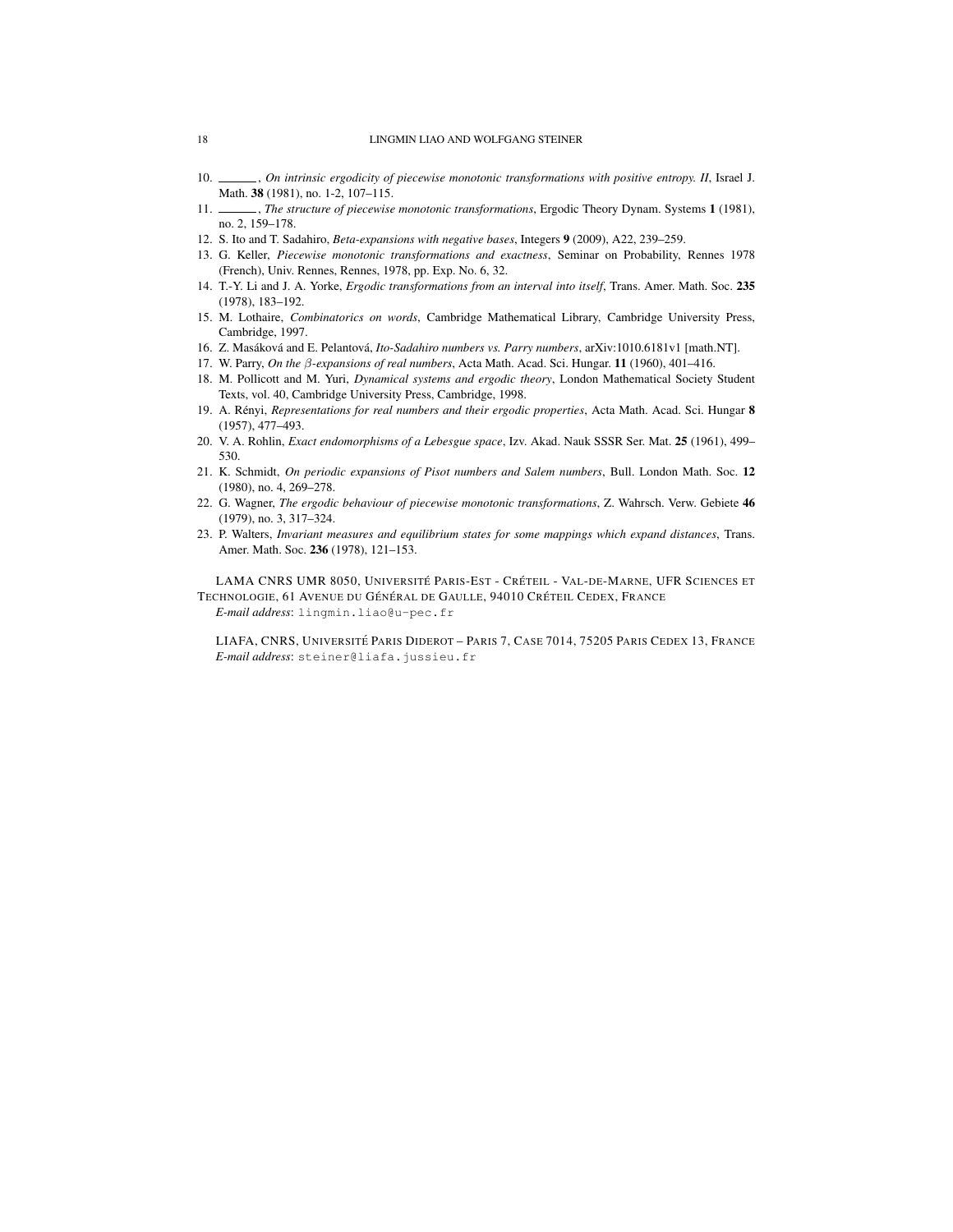10. ______, *On intrinsic ergodicity of piecewise monotonic transformations with positive entropy. II*, Israel J. Math. **38** (1981), no. 1-2, 107–115.
11. ______, *The structure of piecewise monotonic transformations*, Ergodic Theory Dynam. Systems **1** (1981), no. 2, 159–178.
12. S. Ito and T. Sadahiro, *Beta-expansions with negative bases*, Integers **9** (2009), A22, 239–259.
13. G. Keller, *Piecewise monotonic transformations and exactness*, Seminar on Probability, Rennes 1978 (French), Univ. Rennes, Rennes, 1978, pp. Exp. No. 6, 32.
14. T.-Y. Li and J. A. Yorke, *Ergodic transformations from an interval into itself*, Trans. Amer. Math. Soc. **235** (1978), 183–192.
15. M. Lothaire, *Combinatorics on words*, Cambridge Mathematical Library, Cambridge University Press, Cambridge, 1997.
16. Z. Masáková and E. Pelantová, *Ito-Sadahiro numbers vs. Parry numbers*, arXiv:1010.6181v1 [math.NT].
17. W. Parry, *On the $\beta$-expansions of real numbers*, Acta Math. Acad. Sci. Hungar. **11** (1960), 401–416.
18. M. Pollicott and M. Yuri, *Dynamical systems and ergodic theory*, London Mathematical Society Student Texts, vol. 40, Cambridge University Press, Cambridge, 1998.
19. A. Rényi, *Representations for real numbers and their ergodic properties*, Acta Math. Acad. Sci. Hungar **8** (1957), 477–493.
20. V. A. Rohlin, *Exact endomorphisms of a Lebesgue space*, Izv. Akad. Nauk SSSR Ser. Mat. **25** (1961), 499–530.
21. K. Schmidt, *On periodic expansions of Pisot numbers and Salem numbers*, Bull. London Math. Soc. **12** (1980), no. 4, 269–278.
22. G. Wagner, *The ergodic behaviour of piecewise monotonic transformations*, Z. Wahrsch. Verw. Gebiete **46** (1979), no. 3, 317–324.
23. P. Walters, *Invariant measures and equilibrium states for some mappings which expand distances*, Trans. Amer. Math. Soc. **236** (1978), 121–153.

LAMA CNRS UMR 8050, UNIVERSITÉ PARIS-EST - CRÉTEIL - VAL-DE-MARNE, UFR SCIENCES ET TECHNOLOGIE, 61 AVENUE DU GÉNÉRAL DE GAULLE, 94010 CRÉTEIL CEDEX, FRANCE
*E-mail address*: lingmin.liao@u-pec.fr

LIAFA, CNRS, UNIVERSITÉ PARIS DIDEROT – PARIS 7, CASE 7014, 75205 PARIS CEDEX 13, FRANCE
*E-mail address*: steiner@liafa.jussieu.fr